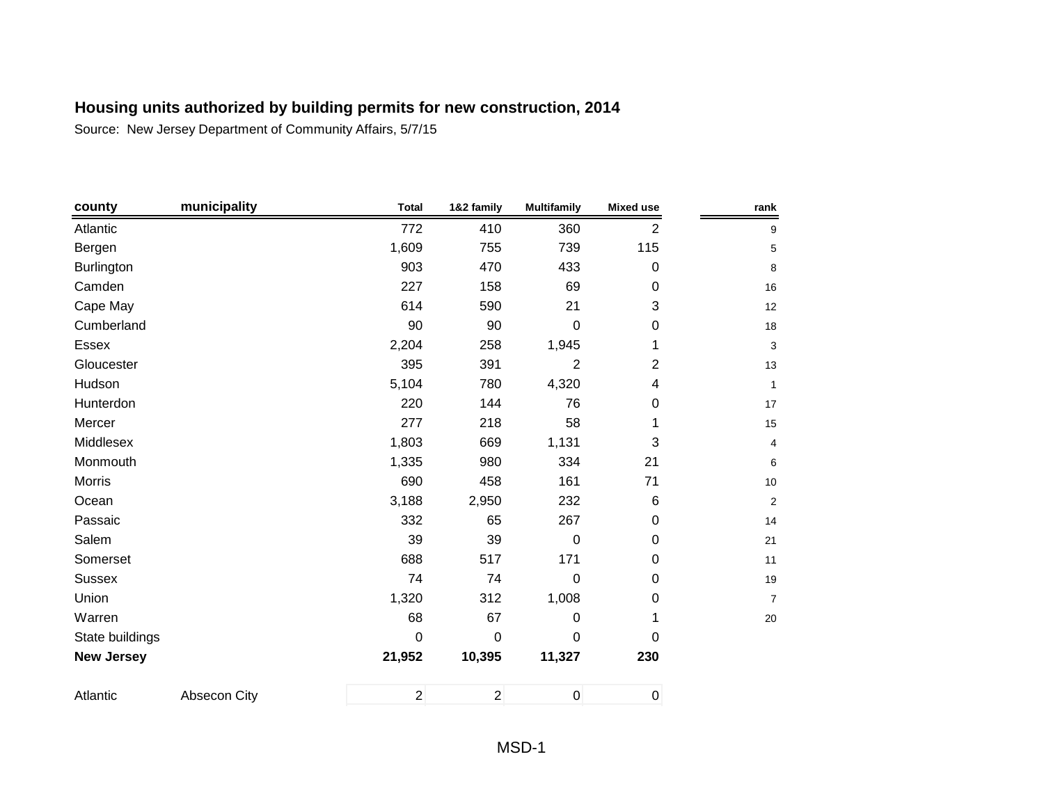**Housing units authorized by building permits for new construction, 2014**

Source: New Jersey Department of Community Affairs, 5/7/15

| county | municipality | Total | 1&2 family | Multifamily | Mixed use | rank |
|---|---|---|---|---|---|---|
| Atlantic | | 772 | 410 | 360 | 2 | 9 |
| Bergen | | 1,609 | 755 | 739 | 115 | 5 |
| Burlington | | 903 | 470 | 433 | 0 | 8 |
| Camden | | 227 | 158 | 69 | 0 | 16 |
| Cape May | | 614 | 590 | 21 | 3 | 12 |
| Cumberland | | 90 | 90 | 0 | 0 | 18 |
| Essex | | 2,204 | 258 | 1,945 | 1 | 3 |
| Gloucester | | 395 | 391 | 2 | 2 | 13 |
| Hudson | | 5,104 | 780 | 4,320 | 4 | 1 |
| Hunterdon | | 220 | 144 | 76 | 0 | 17 |
| Mercer | | 277 | 218 | 58 | 1 | 15 |
| Middlesex | | 1,803 | 669 | 1,131 | 3 | 4 |
| Monmouth | | 1,335 | 980 | 334 | 21 | 6 |
| Morris | | 690 | 458 | 161 | 71 | 10 |
| Ocean | | 3,188 | 2,950 | 232 | 6 | 2 |
| Passaic | | 332 | 65 | 267 | 0 | 14 |
| Salem | | 39 | 39 | 0 | 0 | 21 |
| Somerset | | 688 | 517 | 171 | 0 | 11 |
| Sussex | | 74 | 74 | 0 | 0 | 19 |
| Union | | 1,320 | 312 | 1,008 | 0 | 7 |
| Warren | | 68 | 67 | 0 | 1 | 20 |
| State buildings | | 0 | 0 | 0 | 0 | |
| **New Jersey** | | **21,952** | **10,395** | **11,327** | **230** | |
| | | | | | | |
| Atlantic | Absecon City | 2 | 2 | 0 | 0 | |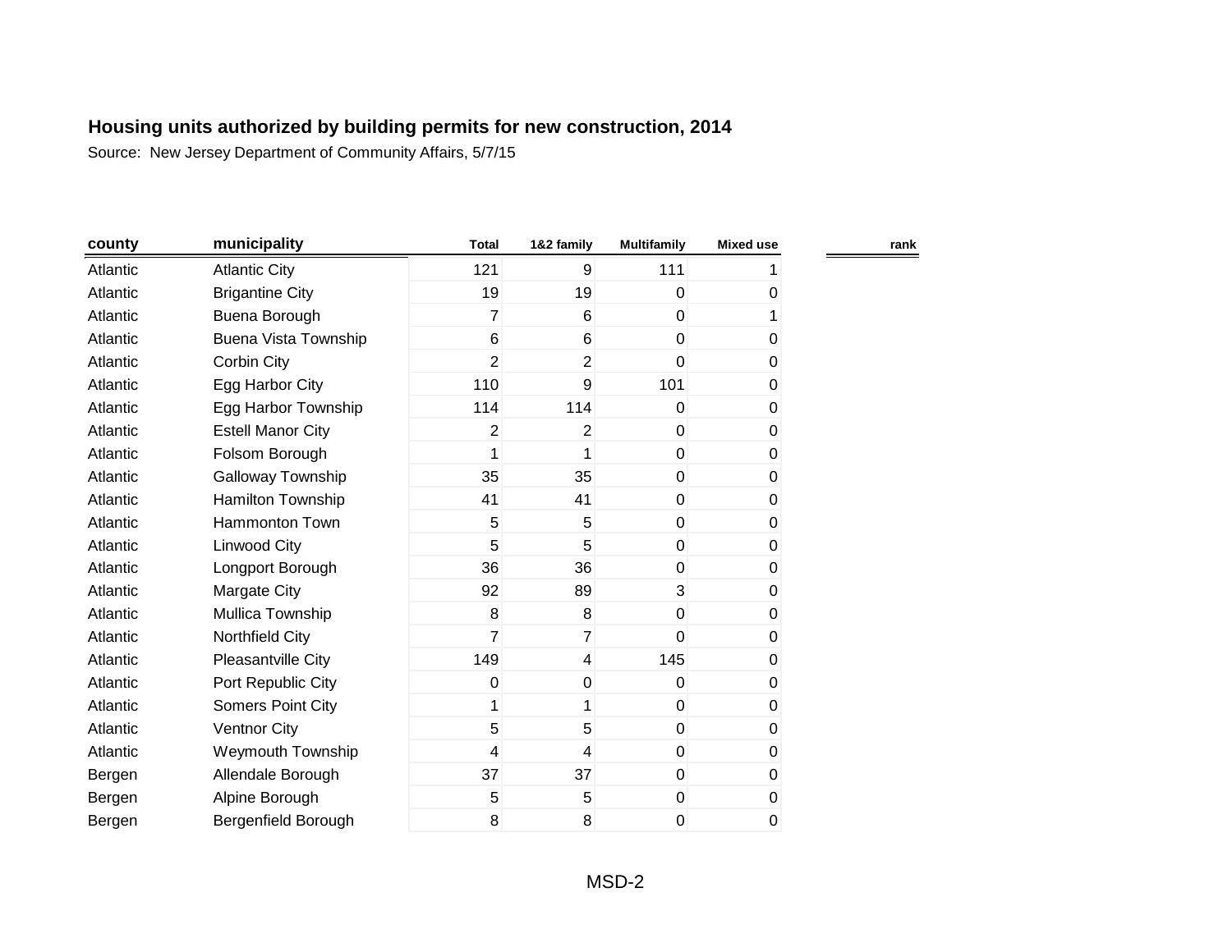## Housing units authorized by building permits for new construction, 2014

Source: New Jersey Department of Community Affairs, 5/7/15

| county | municipality | Total | 1&2 family | Multifamily | Mixed use | rank |
|---|---|---|---|---|---|---|
| Atlantic | Atlantic City | 121 | 9 | 111 | 1 | |
| Atlantic | Brigantine City | 19 | 19 | 0 | 0 | |
| Atlantic | Buena Borough | 7 | 6 | 0 | 1 | |
| Atlantic | Buena Vista Township | 6 | 6 | 0 | 0 | |
| Atlantic | Corbin City | 2 | 2 | 0 | 0 | |
| Atlantic | Egg Harbor City | 110 | 9 | 101 | 0 | |
| Atlantic | Egg Harbor Township | 114 | 114 | 0 | 0 | |
| Atlantic | Estell Manor City | 2 | 2 | 0 | 0 | |
| Atlantic | Folsom Borough | 1 | 1 | 0 | 0 | |
| Atlantic | Galloway Township | 35 | 35 | 0 | 0 | |
| Atlantic | Hamilton Township | 41 | 41 | 0 | 0 | |
| Atlantic | Hammonton Town | 5 | 5 | 0 | 0 | |
| Atlantic | Linwood City | 5 | 5 | 0 | 0 | |
| Atlantic | Longport Borough | 36 | 36 | 0 | 0 | |
| Atlantic | Margate City | 92 | 89 | 3 | 0 | |
| Atlantic | Mullica Township | 8 | 8 | 0 | 0 | |
| Atlantic | Northfield City | 7 | 7 | 0 | 0 | |
| Atlantic | Pleasantville City | 149 | 4 | 145 | 0 | |
| Atlantic | Port Republic City | 0 | 0 | 0 | 0 | |
| Atlantic | Somers Point City | 1 | 1 | 0 | 0 | |
| Atlantic | Ventnor City | 5 | 5 | 0 | 0 | |
| Atlantic | Weymouth Township | 4 | 4 | 0 | 0 | |
| Bergen | Allendale Borough | 37 | 37 | 0 | 0 | |
| Bergen | Alpine Borough | 5 | 5 | 0 | 0 | |
| Bergen | Bergenfield Borough | 8 | 8 | 0 | 0 | |

MSD-2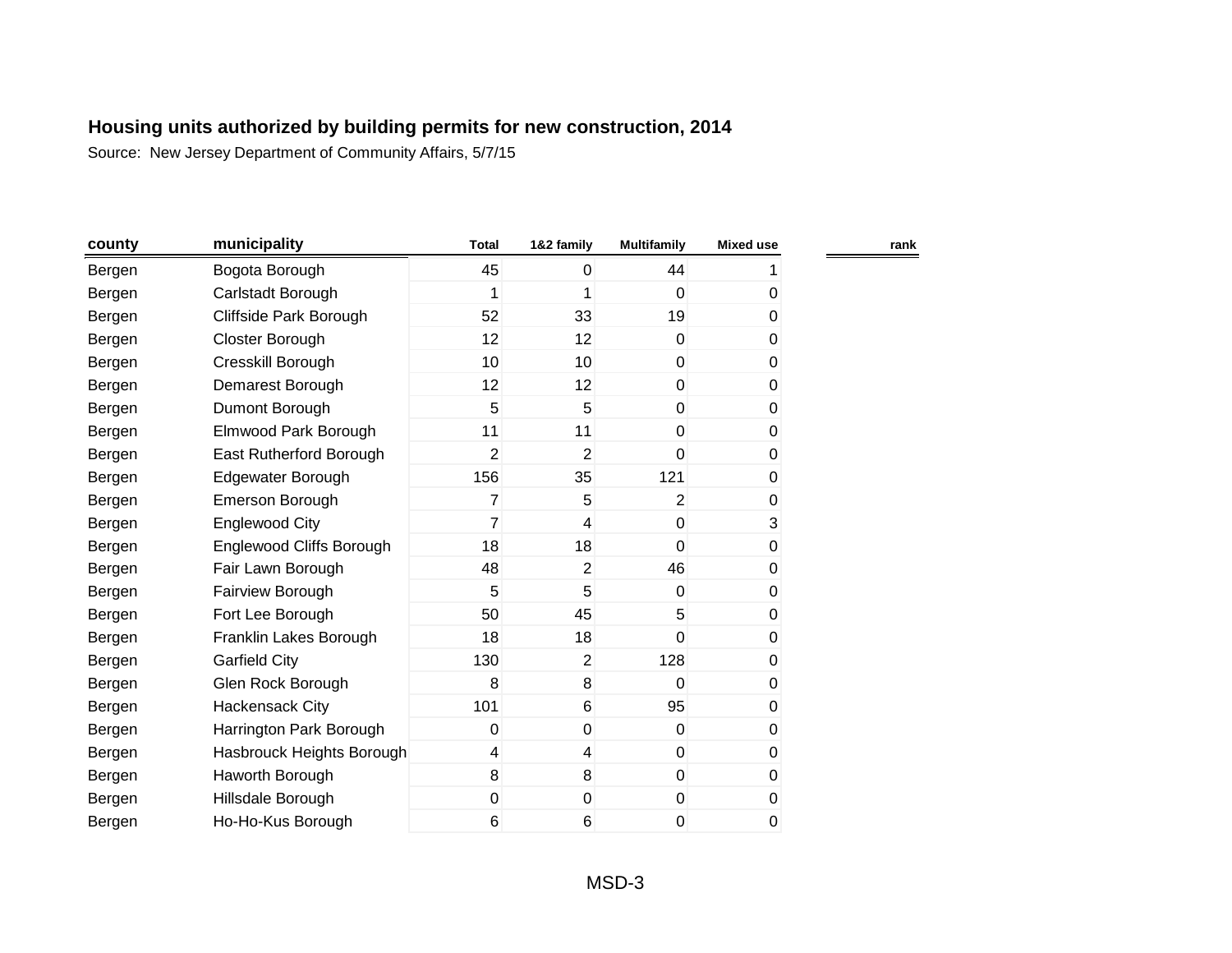# Housing units authorized by building permits for new construction, 2014

Source: New Jersey Department of Community Affairs, 5/7/15

| county | municipality | Total | 1&2 family | Multifamily | Mixed use | rank |
|---|---|---|---|---|---|---|
| Bergen | Bogota Borough | 45 | 0 | 44 | 1 | |
| Bergen | Carlstadt Borough | 1 | 1 | 0 | 0 | |
| Bergen | Cliffside Park Borough | 52 | 33 | 19 | 0 | |
| Bergen | Closter Borough | 12 | 12 | 0 | 0 | |
| Bergen | Cresskill Borough | 10 | 10 | 0 | 0 | |
| Bergen | Demarest Borough | 12 | 12 | 0 | 0 | |
| Bergen | Dumont Borough | 5 | 5 | 0 | 0 | |
| Bergen | Elmwood Park Borough | 11 | 11 | 0 | 0 | |
| Bergen | East Rutherford Borough | 2 | 2 | 0 | 0 | |
| Bergen | Edgewater Borough | 156 | 35 | 121 | 0 | |
| Bergen | Emerson Borough | 7 | 5 | 2 | 0 | |
| Bergen | Englewood City | 7 | 4 | 0 | 3 | |
| Bergen | Englewood Cliffs Borough | 18 | 18 | 0 | 0 | |
| Bergen | Fair Lawn Borough | 48 | 2 | 46 | 0 | |
| Bergen | Fairview Borough | 5 | 5 | 0 | 0 | |
| Bergen | Fort Lee Borough | 50 | 45 | 5 | 0 | |
| Bergen | Franklin Lakes Borough | 18 | 18 | 0 | 0 | |
| Bergen | Garfield City | 130 | 2 | 128 | 0 | |
| Bergen | Glen Rock Borough | 8 | 8 | 0 | 0 | |
| Bergen | Hackensack City | 101 | 6 | 95 | 0 | |
| Bergen | Harrington Park Borough | 0 | 0 | 0 | 0 | |
| Bergen | Hasbrouck Heights Borough | 4 | 4 | 0 | 0 | |
| Bergen | Haworth Borough | 8 | 8 | 0 | 0 | |
| Bergen | Hillsdale Borough | 0 | 0 | 0 | 0 | |
| Bergen | Ho-Ho-Kus Borough | 6 | 6 | 0 | 0 | |

MSD-3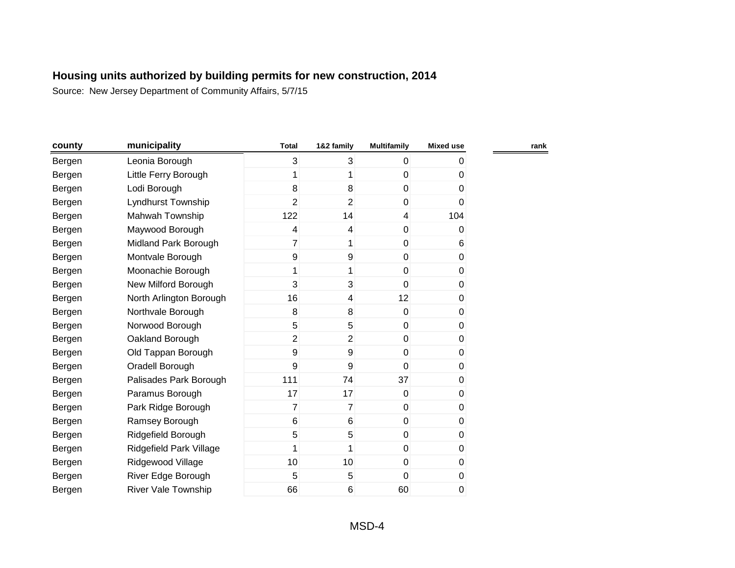## Housing units authorized by building permits for new construction, 2014

Source: New Jersey Department of Community Affairs, 5/7/15

| county | municipality | Total | 1&2 family | Multifamily | Mixed use | rank |
|---|---|---|---|---|---|---|
| Bergen | Leonia Borough | 3 | 3 | 0 | 0 | |
| Bergen | Little Ferry Borough | 1 | 1 | 0 | 0 | |
| Bergen | Lodi Borough | 8 | 8 | 0 | 0 | |
| Bergen | Lyndhurst Township | 2 | 2 | 0 | 0 | |
| Bergen | Mahwah Township | 122 | 14 | 4 | 104 | |
| Bergen | Maywood Borough | 4 | 4 | 0 | 0 | |
| Bergen | Midland Park Borough | 7 | 1 | 0 | 6 | |
| Bergen | Montvale Borough | 9 | 9 | 0 | 0 | |
| Bergen | Moonachie Borough | 1 | 1 | 0 | 0 | |
| Bergen | New Milford Borough | 3 | 3 | 0 | 0 | |
| Bergen | North Arlington Borough | 16 | 4 | 12 | 0 | |
| Bergen | Northvale Borough | 8 | 8 | 0 | 0 | |
| Bergen | Norwood Borough | 5 | 5 | 0 | 0 | |
| Bergen | Oakland Borough | 2 | 2 | 0 | 0 | |
| Bergen | Old Tappan Borough | 9 | 9 | 0 | 0 | |
| Bergen | Oradell Borough | 9 | 9 | 0 | 0 | |
| Bergen | Palisades Park Borough | 111 | 74 | 37 | 0 | |
| Bergen | Paramus Borough | 17 | 17 | 0 | 0 | |
| Bergen | Park Ridge Borough | 7 | 7 | 0 | 0 | |
| Bergen | Ramsey Borough | 6 | 6 | 0 | 0 | |
| Bergen | Ridgefield Borough | 5 | 5 | 0 | 0 | |
| Bergen | Ridgefield Park Village | 1 | 1 | 0 | 0 | |
| Bergen | Ridgewood Village | 10 | 10 | 0 | 0 | |
| Bergen | River Edge Borough | 5 | 5 | 0 | 0 | |
| Bergen | River Vale Township | 66 | 6 | 60 | 0 | |

MSD-4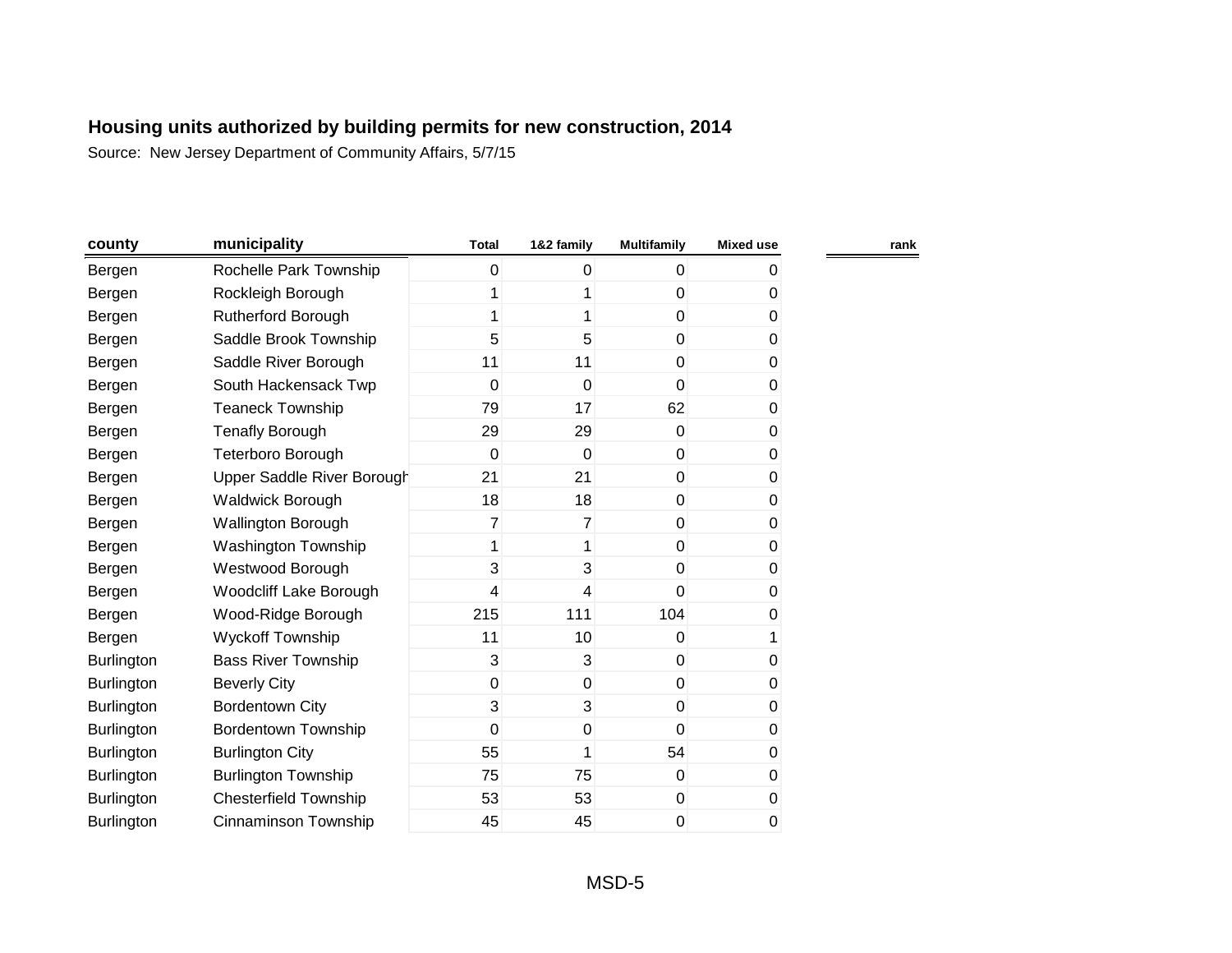**Housing units authorized by building permits for new construction, 2014**

Source: New Jersey Department of Community Affairs, 5/7/15

| county | municipality | Total | 1&2 family | Multifamily | Mixed use | rank |
|---|---|---|---|---|---|---|
| Bergen | Rochelle Park Township | 0 | 0 | 0 | 0 | |
| Bergen | Rockleigh Borough | 1 | 1 | 0 | 0 | |
| Bergen | Rutherford Borough | 1 | 1 | 0 | 0 | |
| Bergen | Saddle Brook Township | 5 | 5 | 0 | 0 | |
| Bergen | Saddle River Borough | 11 | 11 | 0 | 0 | |
| Bergen | South Hackensack Twp | 0 | 0 | 0 | 0 | |
| Bergen | Teaneck Township | 79 | 17 | 62 | 0 | |
| Bergen | Tenafly Borough | 29 | 29 | 0 | 0 | |
| Bergen | Teterboro Borough | 0 | 0 | 0 | 0 | |
| Bergen | Upper Saddle River Borough | 21 | 21 | 0 | 0 | |
| Bergen | Waldwick Borough | 18 | 18 | 0 | 0 | |
| Bergen | Wallington Borough | 7 | 7 | 0 | 0 | |
| Bergen | Washington Township | 1 | 1 | 0 | 0 | |
| Bergen | Westwood Borough | 3 | 3 | 0 | 0 | |
| Bergen | Woodcliff Lake Borough | 4 | 4 | 0 | 0 | |
| Bergen | Wood-Ridge Borough | 215 | 111 | 104 | 0 | |
| Bergen | Wyckoff Township | 11 | 10 | 0 | 1 | |
| Burlington | Bass River Township | 3 | 3 | 0 | 0 | |
| Burlington | Beverly City | 0 | 0 | 0 | 0 | |
| Burlington | Bordentown City | 3 | 3 | 0 | 0 | |
| Burlington | Bordentown Township | 0 | 0 | 0 | 0 | |
| Burlington | Burlington City | 55 | 1 | 54 | 0 | |
| Burlington | Burlington Township | 75 | 75 | 0 | 0 | |
| Burlington | Chesterfield Township | 53 | 53 | 0 | 0 | |
| Burlington | Cinnaminson Township | 45 | 45 | 0 | 0 | |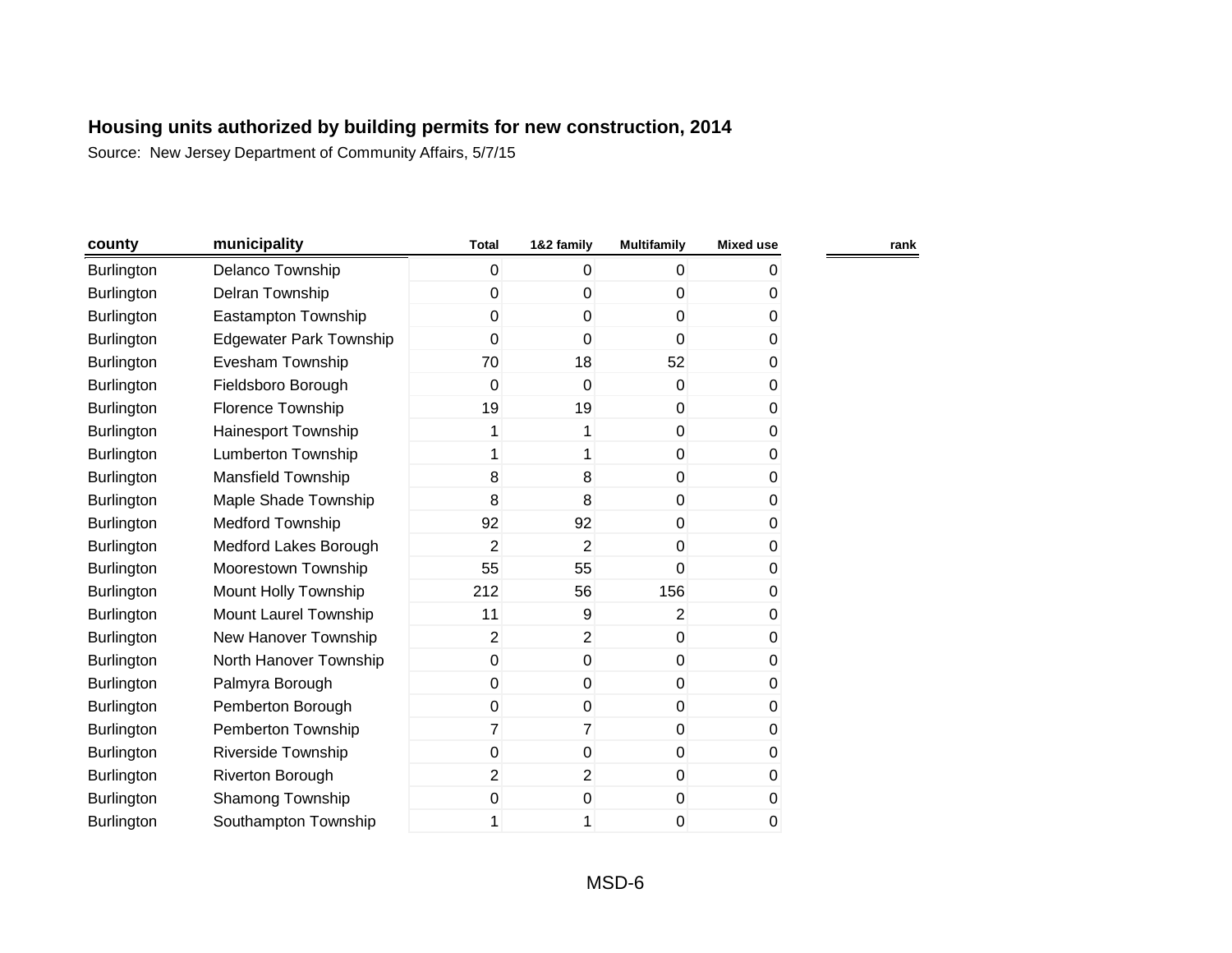**Housing units authorized by building permits for new construction, 2014**

Source: New Jersey Department of Community Affairs, 5/7/15

| county | municipality | Total | 1&2 family | Multifamily | Mixed use | rank |
|---|---|---|---|---|---|---|
| Burlington | Delanco Township | 0 | 0 | 0 | 0 | |
| Burlington | Delran Township | 0 | 0 | 0 | 0 | |
| Burlington | Eastampton Township | 0 | 0 | 0 | 0 | |
| Burlington | Edgewater Park Township | 0 | 0 | 0 | 0 | |
| Burlington | Evesham Township | 70 | 18 | 52 | 0 | |
| Burlington | Fieldsboro Borough | 0 | 0 | 0 | 0 | |
| Burlington | Florence Township | 19 | 19 | 0 | 0 | |
| Burlington | Hainesport Township | 1 | 1 | 0 | 0 | |
| Burlington | Lumberton Township | 1 | 1 | 0 | 0 | |
| Burlington | Mansfield Township | 8 | 8 | 0 | 0 | |
| Burlington | Maple Shade Township | 8 | 8 | 0 | 0 | |
| Burlington | Medford Township | 92 | 92 | 0 | 0 | |
| Burlington | Medford Lakes Borough | 2 | 2 | 0 | 0 | |
| Burlington | Moorestown Township | 55 | 55 | 0 | 0 | |
| Burlington | Mount Holly Township | 212 | 56 | 156 | 0 | |
| Burlington | Mount Laurel Township | 11 | 9 | 2 | 0 | |
| Burlington | New Hanover Township | 2 | 2 | 0 | 0 | |
| Burlington | North Hanover Township | 0 | 0 | 0 | 0 | |
| Burlington | Palmyra Borough | 0 | 0 | 0 | 0 | |
| Burlington | Pemberton Borough | 0 | 0 | 0 | 0 | |
| Burlington | Pemberton Township | 7 | 7 | 0 | 0 | |
| Burlington | Riverside Township | 0 | 0 | 0 | 0 | |
| Burlington | Riverton Borough | 2 | 2 | 0 | 0 | |
| Burlington | Shamong Township | 0 | 0 | 0 | 0 | |
| Burlington | Southampton Township | 1 | 1 | 0 | 0 | |

MSD-6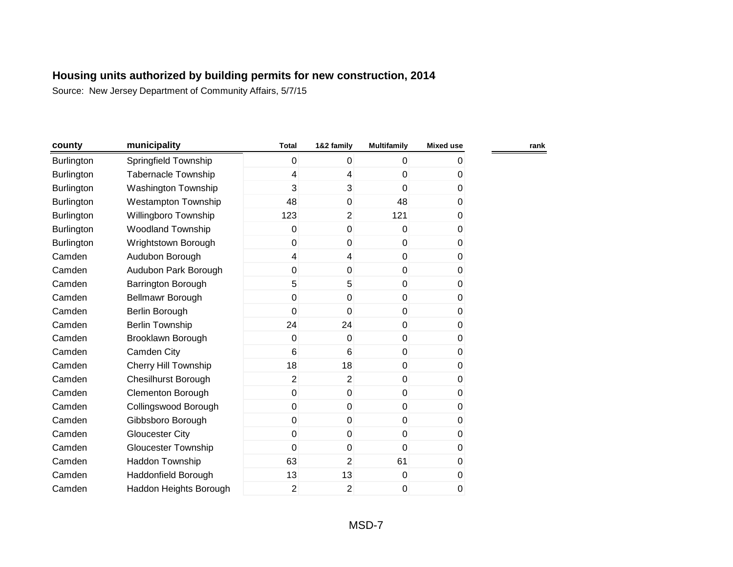**Housing units authorized by building permits for new construction, 2014**

Source: New Jersey Department of Community Affairs, 5/7/15

| county | municipality | Total | 1&2 family | Multifamily | Mixed use | rank |
|---|---|---|---|---|---|---|
| Burlington | Springfield Township | 0 | 0 | 0 | 0 | |
| Burlington | Tabernacle Township | 4 | 4 | 0 | 0 | |
| Burlington | Washington Township | 3 | 3 | 0 | 0 | |
| Burlington | Westampton Township | 48 | 0 | 48 | 0 | |
| Burlington | Willingboro Township | 123 | 2 | 121 | 0 | |
| Burlington | Woodland Township | 0 | 0 | 0 | 0 | |
| Burlington | Wrightstown Borough | 0 | 0 | 0 | 0 | |
| Camden | Audubon Borough | 4 | 4 | 0 | 0 | |
| Camden | Audubon Park Borough | 0 | 0 | 0 | 0 | |
| Camden | Barrington Borough | 5 | 5 | 0 | 0 | |
| Camden | Bellmawr Borough | 0 | 0 | 0 | 0 | |
| Camden | Berlin Borough | 0 | 0 | 0 | 0 | |
| Camden | Berlin Township | 24 | 24 | 0 | 0 | |
| Camden | Brooklawn Borough | 0 | 0 | 0 | 0 | |
| Camden | Camden City | 6 | 6 | 0 | 0 | |
| Camden | Cherry Hill Township | 18 | 18 | 0 | 0 | |
| Camden | Chesilhurst Borough | 2 | 2 | 0 | 0 | |
| Camden | Clementon Borough | 0 | 0 | 0 | 0 | |
| Camden | Collingswood Borough | 0 | 0 | 0 | 0 | |
| Camden | Gibbsboro Borough | 0 | 0 | 0 | 0 | |
| Camden | Gloucester City | 0 | 0 | 0 | 0 | |
| Camden | Gloucester Township | 0 | 0 | 0 | 0 | |
| Camden | Haddon Township | 63 | 2 | 61 | 0 | |
| Camden | Haddonfield Borough | 13 | 13 | 0 | 0 | |
| Camden | Haddon Heights Borough | 2 | 2 | 0 | 0 | |

MSD-7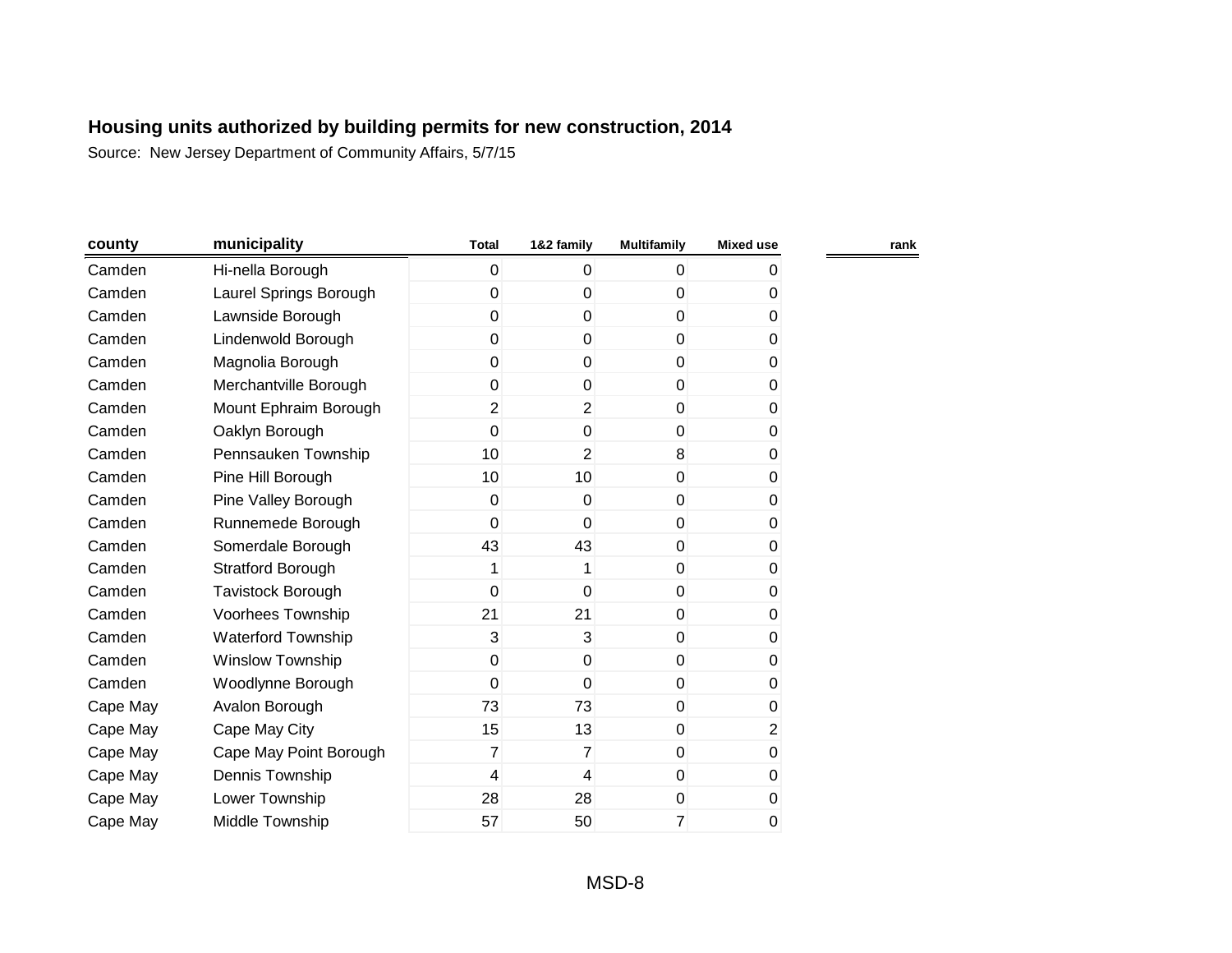**Housing units authorized by building permits for new construction, 2014**

Source: New Jersey Department of Community Affairs, 5/7/15

| county | municipality | Total | 1&2 family | Multifamily | Mixed use | rank |
|---|---|---|---|---|---|---|
| Camden | Hi-nella Borough | 0 | 0 | 0 | 0 | |
| Camden | Laurel Springs Borough | 0 | 0 | 0 | 0 | |
| Camden | Lawnside Borough | 0 | 0 | 0 | 0 | |
| Camden | Lindenwold Borough | 0 | 0 | 0 | 0 | |
| Camden | Magnolia Borough | 0 | 0 | 0 | 0 | |
| Camden | Merchantville Borough | 0 | 0 | 0 | 0 | |
| Camden | Mount Ephraim Borough | 2 | 2 | 0 | 0 | |
| Camden | Oaklyn Borough | 0 | 0 | 0 | 0 | |
| Camden | Pennsauken Township | 10 | 2 | 8 | 0 | |
| Camden | Pine Hill Borough | 10 | 10 | 0 | 0 | |
| Camden | Pine Valley Borough | 0 | 0 | 0 | 0 | |
| Camden | Runnemede Borough | 0 | 0 | 0 | 0 | |
| Camden | Somerdale Borough | 43 | 43 | 0 | 0 | |
| Camden | Stratford Borough | 1 | 1 | 0 | 0 | |
| Camden | Tavistock Borough | 0 | 0 | 0 | 0 | |
| Camden | Voorhees Township | 21 | 21 | 0 | 0 | |
| Camden | Waterford Township | 3 | 3 | 0 | 0 | |
| Camden | Winslow Township | 0 | 0 | 0 | 0 | |
| Camden | Woodlynne Borough | 0 | 0 | 0 | 0 | |
| Cape May | Avalon Borough | 73 | 73 | 0 | 0 | |
| Cape May | Cape May City | 15 | 13 | 0 | 2 | |
| Cape May | Cape May Point Borough | 7 | 7 | 0 | 0 | |
| Cape May | Dennis Township | 4 | 4 | 0 | 0 | |
| Cape May | Lower Township | 28 | 28 | 0 | 0 | |
| Cape May | Middle Township | 57 | 50 | 7 | 0 | |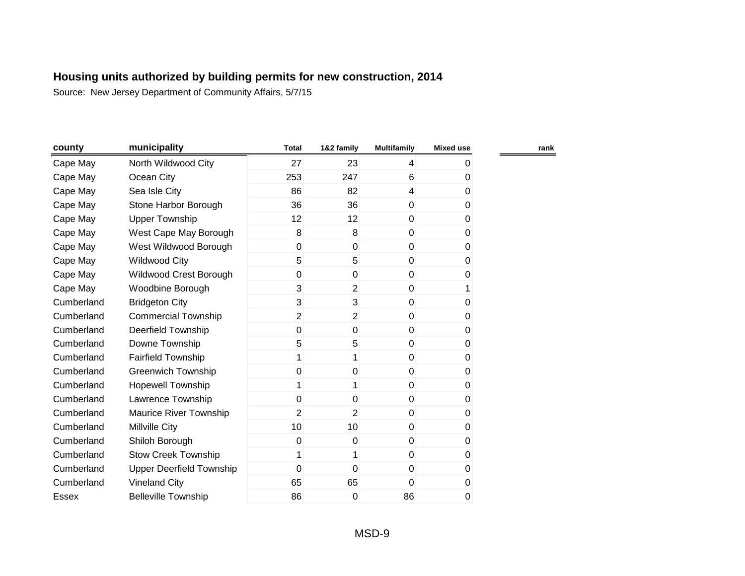## Housing units authorized by building permits for new construction, 2014

Source: New Jersey Department of Community Affairs, 5/7/15

| county | municipality | Total | 1&2 family | Multifamily | Mixed use | rank |
|---|---|---|---|---|---|---|
| Cape May | North Wildwood City | 27 | 23 | 4 | 0 | |
| Cape May | Ocean City | 253 | 247 | 6 | 0 | |
| Cape May | Sea Isle City | 86 | 82 | 4 | 0 | |
| Cape May | Stone Harbor Borough | 36 | 36 | 0 | 0 | |
| Cape May | Upper Township | 12 | 12 | 0 | 0 | |
| Cape May | West Cape May Borough | 8 | 8 | 0 | 0 | |
| Cape May | West Wildwood Borough | 0 | 0 | 0 | 0 | |
| Cape May | Wildwood City | 5 | 5 | 0 | 0 | |
| Cape May | Wildwood Crest Borough | 0 | 0 | 0 | 0 | |
| Cape May | Woodbine Borough | 3 | 2 | 0 | 1 | |
| Cumberland | Bridgeton City | 3 | 3 | 0 | 0 | |
| Cumberland | Commercial Township | 2 | 2 | 0 | 0 | |
| Cumberland | Deerfield Township | 0 | 0 | 0 | 0 | |
| Cumberland | Downe Township | 5 | 5 | 0 | 0 | |
| Cumberland | Fairfield Township | 1 | 1 | 0 | 0 | |
| Cumberland | Greenwich Township | 0 | 0 | 0 | 0 | |
| Cumberland | Hopewell Township | 1 | 1 | 0 | 0 | |
| Cumberland | Lawrence Township | 0 | 0 | 0 | 0 | |
| Cumberland | Maurice River Township | 2 | 2 | 0 | 0 | |
| Cumberland | Millville City | 10 | 10 | 0 | 0 | |
| Cumberland | Shiloh Borough | 0 | 0 | 0 | 0 | |
| Cumberland | Stow Creek Township | 1 | 1 | 0 | 0 | |
| Cumberland | Upper Deerfield Township | 0 | 0 | 0 | 0 | |
| Cumberland | Vineland City | 65 | 65 | 0 | 0 | |
| Essex | Belleville Township | 86 | 0 | 86 | 0 | |

MSD-9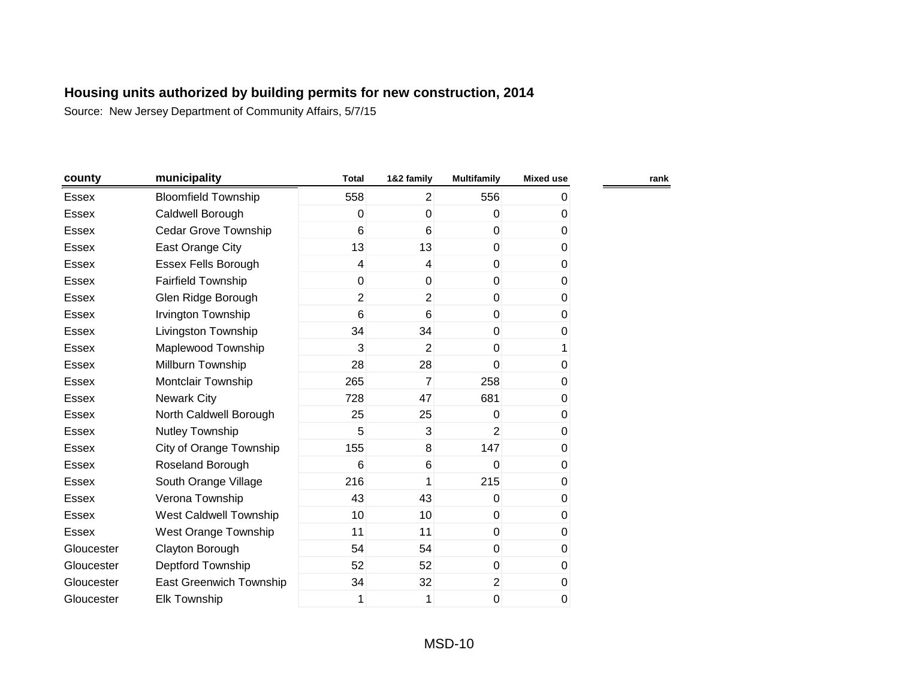**Housing units authorized by building permits for new construction, 2014**

Source: New Jersey Department of Community Affairs, 5/7/15

| county | municipality | Total | 1&2 family | Multifamily | Mixed use | rank |
|---|---|---|---|---|---|---|
| Essex | Bloomfield Township | 558 | 2 | 556 | 0 | |
| Essex | Caldwell Borough | 0 | 0 | 0 | 0 | |
| Essex | Cedar Grove Township | 6 | 6 | 0 | 0 | |
| Essex | East Orange City | 13 | 13 | 0 | 0 | |
| Essex | Essex Fells Borough | 4 | 4 | 0 | 0 | |
| Essex | Fairfield Township | 0 | 0 | 0 | 0 | |
| Essex | Glen Ridge Borough | 2 | 2 | 0 | 0 | |
| Essex | Irvington Township | 6 | 6 | 0 | 0 | |
| Essex | Livingston Township | 34 | 34 | 0 | 0 | |
| Essex | Maplewood Township | 3 | 2 | 0 | 1 | |
| Essex | Millburn Township | 28 | 28 | 0 | 0 | |
| Essex | Montclair Township | 265 | 7 | 258 | 0 | |
| Essex | Newark City | 728 | 47 | 681 | 0 | |
| Essex | North Caldwell Borough | 25 | 25 | 0 | 0 | |
| Essex | Nutley Township | 5 | 3 | 2 | 0 | |
| Essex | City of Orange Township | 155 | 8 | 147 | 0 | |
| Essex | Roseland Borough | 6 | 6 | 0 | 0 | |
| Essex | South Orange Village | 216 | 1 | 215 | 0 | |
| Essex | Verona Township | 43 | 43 | 0 | 0 | |
| Essex | West Caldwell Township | 10 | 10 | 0 | 0 | |
| Essex | West Orange Township | 11 | 11 | 0 | 0 | |
| Gloucester | Clayton Borough | 54 | 54 | 0 | 0 | |
| Gloucester | Deptford Township | 52 | 52 | 0 | 0 | |
| Gloucester | East Greenwich Township | 34 | 32 | 2 | 0 | |
| Gloucester | Elk Township | 1 | 1 | 0 | 0 | |

MSD-10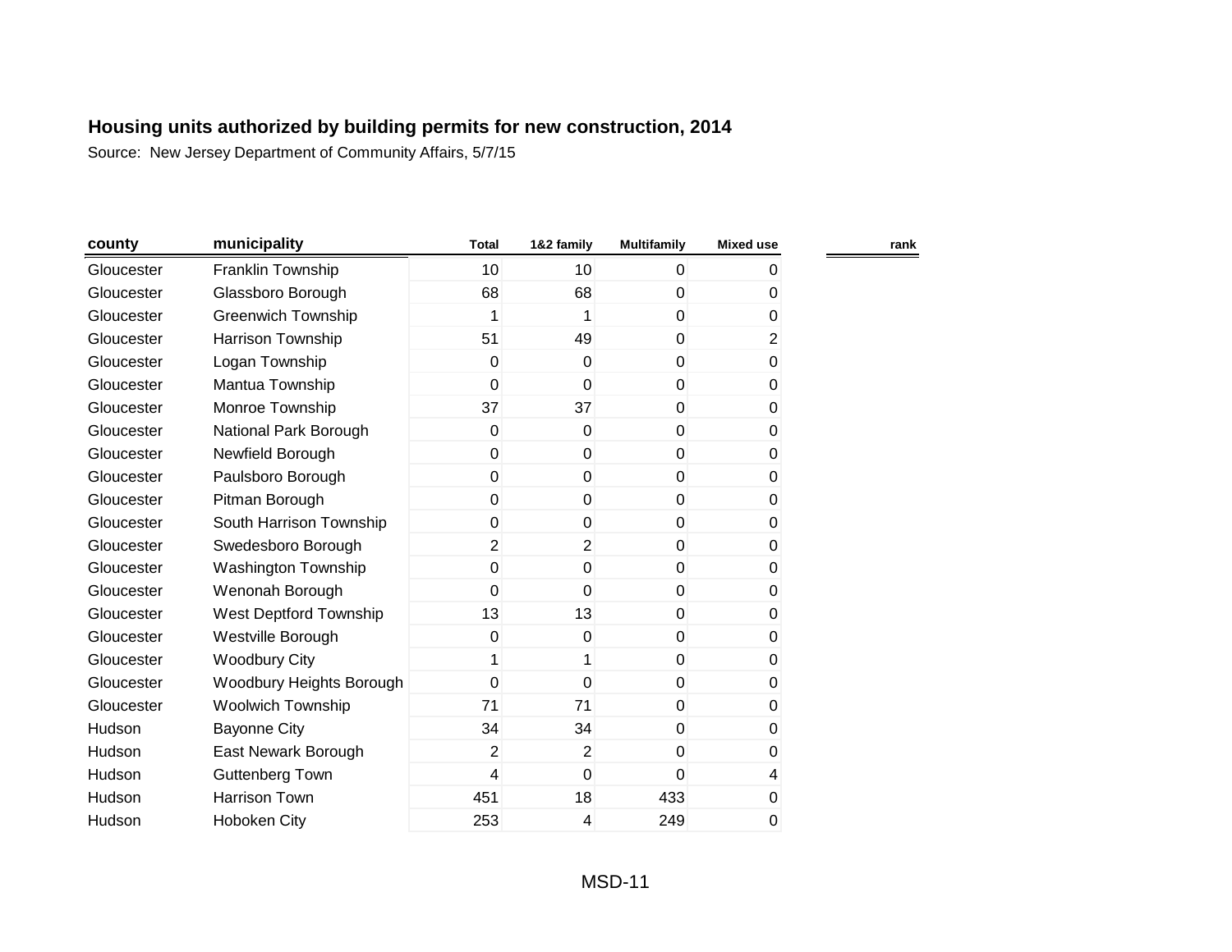## Housing units authorized by building permits for new construction, 2014

Source: New Jersey Department of Community Affairs, 5/7/15

| county | municipality | Total | 1&2 family | Multifamily | Mixed use | rank |
|---|---|---|---|---|---|---|
| Gloucester | Franklin Township | 10 | 10 | 0 | 0 | |
| Gloucester | Glassboro Borough | 68 | 68 | 0 | 0 | |
| Gloucester | Greenwich Township | 1 | 1 | 0 | 0 | |
| Gloucester | Harrison Township | 51 | 49 | 0 | 2 | |
| Gloucester | Logan Township | 0 | 0 | 0 | 0 | |
| Gloucester | Mantua Township | 0 | 0 | 0 | 0 | |
| Gloucester | Monroe Township | 37 | 37 | 0 | 0 | |
| Gloucester | National Park Borough | 0 | 0 | 0 | 0 | |
| Gloucester | Newfield Borough | 0 | 0 | 0 | 0 | |
| Gloucester | Paulsboro Borough | 0 | 0 | 0 | 0 | |
| Gloucester | Pitman Borough | 0 | 0 | 0 | 0 | |
| Gloucester | South Harrison Township | 0 | 0 | 0 | 0 | |
| Gloucester | Swedesboro Borough | 2 | 2 | 0 | 0 | |
| Gloucester | Washington Township | 0 | 0 | 0 | 0 | |
| Gloucester | Wenonah Borough | 0 | 0 | 0 | 0 | |
| Gloucester | West Deptford Township | 13 | 13 | 0 | 0 | |
| Gloucester | Westville Borough | 0 | 0 | 0 | 0 | |
| Gloucester | Woodbury City | 1 | 1 | 0 | 0 | |
| Gloucester | Woodbury Heights Borough | 0 | 0 | 0 | 0 | |
| Gloucester | Woolwich Township | 71 | 71 | 0 | 0 | |
| Hudson | Bayonne City | 34 | 34 | 0 | 0 | |
| Hudson | East Newark Borough | 2 | 2 | 0 | 0 | |
| Hudson | Guttenberg Town | 4 | 0 | 0 | 4 | |
| Hudson | Harrison Town | 451 | 18 | 433 | 0 | |
| Hudson | Hoboken City | 253 | 4 | 249 | 0 | |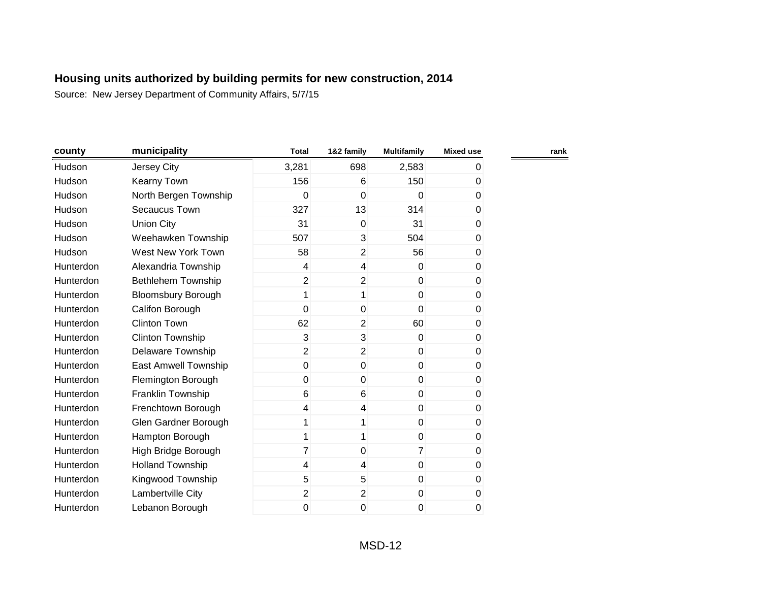**Housing units authorized by building permits for new construction, 2014**

Source: New Jersey Department of Community Affairs, 5/7/15

| county | municipality | Total | 1&2 family | Multifamily | Mixed use | rank |
|---|---|---|---|---|---|---|
| Hudson | Jersey City | 3,281 | 698 | 2,583 | 0 | |
| Hudson | Kearny Town | 156 | 6 | 150 | 0 | |
| Hudson | North Bergen Township | 0 | 0 | 0 | 0 | |
| Hudson | Secaucus Town | 327 | 13 | 314 | 0 | |
| Hudson | Union City | 31 | 0 | 31 | 0 | |
| Hudson | Weehawken Township | 507 | 3 | 504 | 0 | |
| Hudson | West New York Town | 58 | 2 | 56 | 0 | |
| Hunterdon | Alexandria Township | 4 | 4 | 0 | 0 | |
| Hunterdon | Bethlehem Township | 2 | 2 | 0 | 0 | |
| Hunterdon | Bloomsbury Borough | 1 | 1 | 0 | 0 | |
| Hunterdon | Califon Borough | 0 | 0 | 0 | 0 | |
| Hunterdon | Clinton Town | 62 | 2 | 60 | 0 | |
| Hunterdon | Clinton Township | 3 | 3 | 0 | 0 | |
| Hunterdon | Delaware Township | 2 | 2 | 0 | 0 | |
| Hunterdon | East Amwell Township | 0 | 0 | 0 | 0 | |
| Hunterdon | Flemington Borough | 0 | 0 | 0 | 0 | |
| Hunterdon | Franklin Township | 6 | 6 | 0 | 0 | |
| Hunterdon | Frenchtown Borough | 4 | 4 | 0 | 0 | |
| Hunterdon | Glen Gardner Borough | 1 | 1 | 0 | 0 | |
| Hunterdon | Hampton Borough | 1 | 1 | 0 | 0 | |
| Hunterdon | High Bridge Borough | 7 | 0 | 7 | 0 | |
| Hunterdon | Holland Township | 4 | 4 | 0 | 0 | |
| Hunterdon | Kingwood Township | 5 | 5 | 0 | 0 | |
| Hunterdon | Lambertville City | 2 | 2 | 0 | 0 | |
| Hunterdon | Lebanon Borough | 0 | 0 | 0 | 0 | |

MSD-12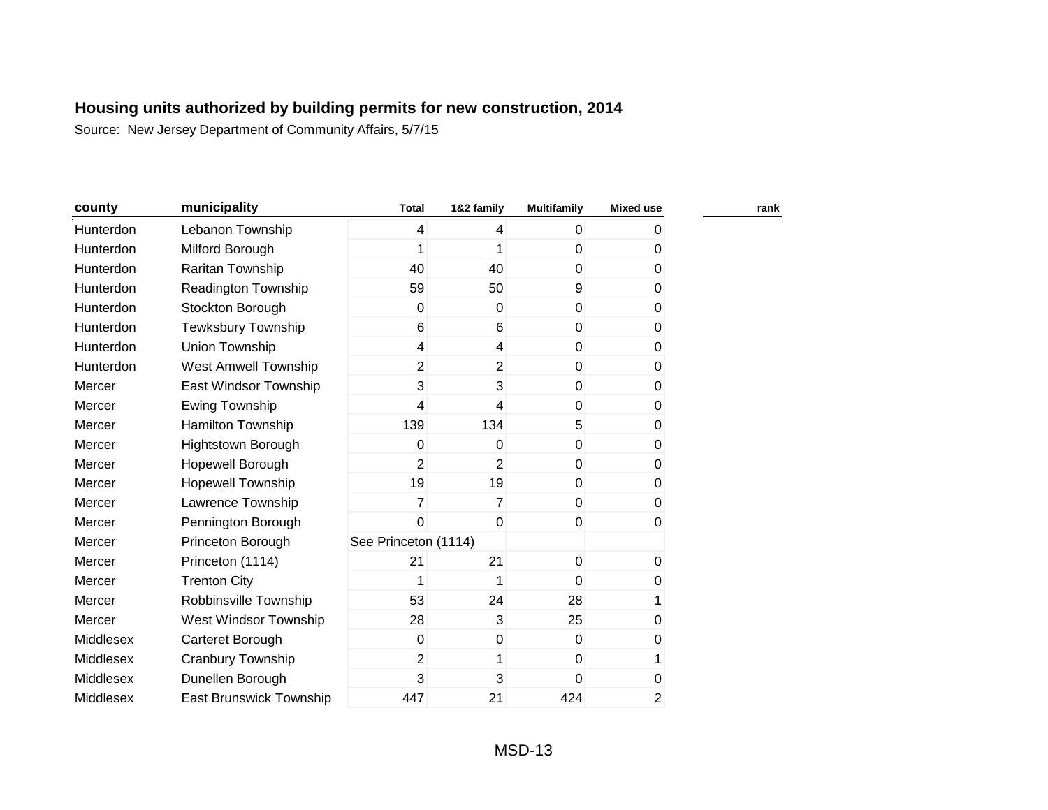## Housing units authorized by building permits for new construction, 2014

Source: New Jersey Department of Community Affairs, 5/7/15

| county | municipality | Total | 1&2 family | Multifamily | Mixed use | rank |
|---|---|---|---|---|---|---|
| Hunterdon | Lebanon Township | 4 | 4 | 0 | 0 | |
| Hunterdon | Milford Borough | 1 | 1 | 0 | 0 | |
| Hunterdon | Raritan Township | 40 | 40 | 0 | 0 | |
| Hunterdon | Readington Township | 59 | 50 | 9 | 0 | |
| Hunterdon | Stockton Borough | 0 | 0 | 0 | 0 | |
| Hunterdon | Tewksbury Township | 6 | 6 | 0 | 0 | |
| Hunterdon | Union Township | 4 | 4 | 0 | 0 | |
| Hunterdon | West Amwell Township | 2 | 2 | 0 | 0 | |
| Mercer | East Windsor Township | 3 | 3 | 0 | 0 | |
| Mercer | Ewing Township | 4 | 4 | 0 | 0 | |
| Mercer | Hamilton Township | 139 | 134 | 5 | 0 | |
| Mercer | Hightstown Borough | 0 | 0 | 0 | 0 | |
| Mercer | Hopewell Borough | 2 | 2 | 0 | 0 | |
| Mercer | Hopewell Township | 19 | 19 | 0 | 0 | |
| Mercer | Lawrence Township | 7 | 7 | 0 | 0 | |
| Mercer | Pennington Borough | 0 | 0 | 0 | 0 | |
| Mercer | Princeton Borough | See Princeton (1114) | | | | |
| Mercer | Princeton (1114) | 21 | 21 | 0 | 0 | |
| Mercer | Trenton City | 1 | 1 | 0 | 0 | |
| Mercer | Robbinsville Township | 53 | 24 | 28 | 1 | |
| Mercer | West Windsor Township | 28 | 3 | 25 | 0 | |
| Middlesex | Carteret Borough | 0 | 0 | 0 | 0 | |
| Middlesex | Cranbury Township | 2 | 1 | 0 | 1 | |
| Middlesex | Dunellen Borough | 3 | 3 | 0 | 0 | |
| Middlesex | East Brunswick Township | 447 | 21 | 424 | 2 | |

MSD-13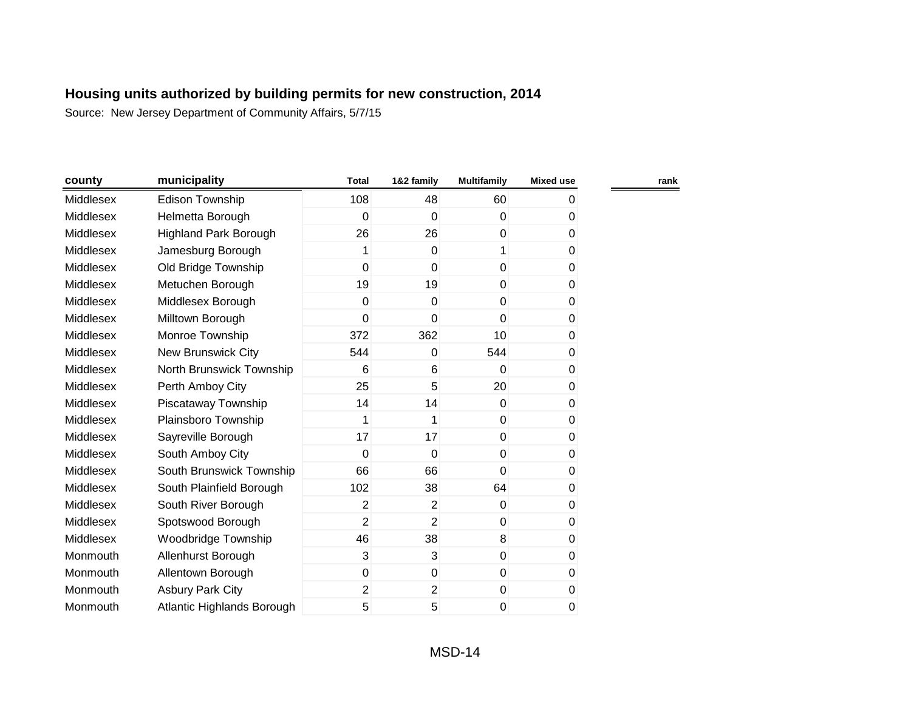## Housing units authorized by building permits for new construction, 2014

Source: New Jersey Department of Community Affairs, 5/7/15

| county | municipality | Total | 1&2 family | Multifamily | Mixed use | rank |
|---|---|---|---|---|---|---|
| Middlesex | Edison Township | 108 | 48 | 60 | 0 | |
| Middlesex | Helmetta Borough | 0 | 0 | 0 | 0 | |
| Middlesex | Highland Park Borough | 26 | 26 | 0 | 0 | |
| Middlesex | Jamesburg Borough | 1 | 0 | 1 | 0 | |
| Middlesex | Old Bridge Township | 0 | 0 | 0 | 0 | |
| Middlesex | Metuchen Borough | 19 | 19 | 0 | 0 | |
| Middlesex | Middlesex Borough | 0 | 0 | 0 | 0 | |
| Middlesex | Milltown Borough | 0 | 0 | 0 | 0 | |
| Middlesex | Monroe Township | 372 | 362 | 10 | 0 | |
| Middlesex | New Brunswick City | 544 | 0 | 544 | 0 | |
| Middlesex | North Brunswick Township | 6 | 6 | 0 | 0 | |
| Middlesex | Perth Amboy City | 25 | 5 | 20 | 0 | |
| Middlesex | Piscataway Township | 14 | 14 | 0 | 0 | |
| Middlesex | Plainsboro Township | 1 | 1 | 0 | 0 | |
| Middlesex | Sayreville Borough | 17 | 17 | 0 | 0 | |
| Middlesex | South Amboy City | 0 | 0 | 0 | 0 | |
| Middlesex | South Brunswick Township | 66 | 66 | 0 | 0 | |
| Middlesex | South Plainfield Borough | 102 | 38 | 64 | 0 | |
| Middlesex | South River Borough | 2 | 2 | 0 | 0 | |
| Middlesex | Spotswood Borough | 2 | 2 | 0 | 0 | |
| Middlesex | Woodbridge Township | 46 | 38 | 8 | 0 | |
| Monmouth | Allenhurst Borough | 3 | 3 | 0 | 0 | |
| Monmouth | Allentown Borough | 0 | 0 | 0 | 0 | |
| Monmouth | Asbury Park City | 2 | 2 | 0 | 0 | |
| Monmouth | Atlantic Highlands Borough | 5 | 5 | 0 | 0 | |

MSD-14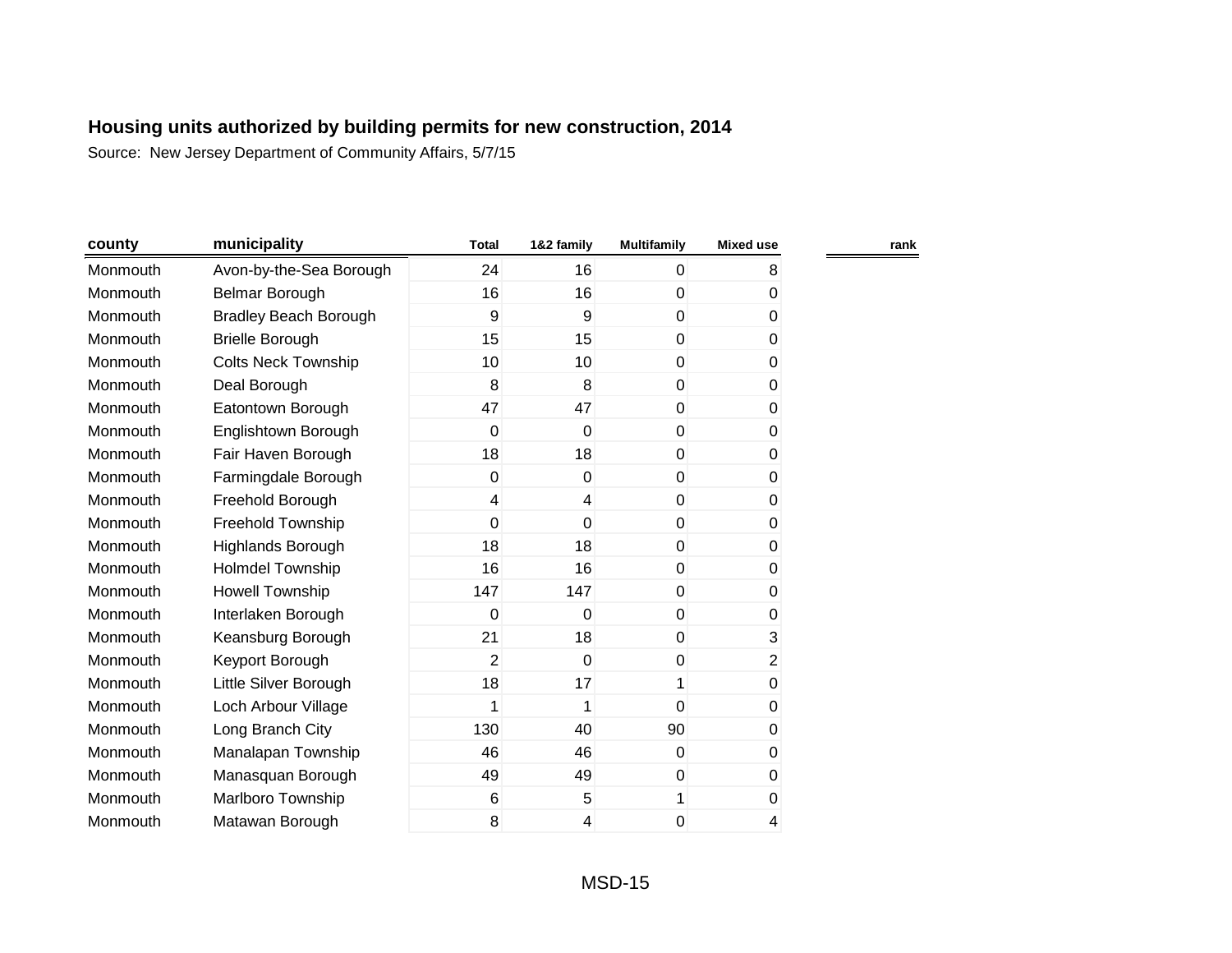## Housing units authorized by building permits for new construction, 2014

Source: New Jersey Department of Community Affairs, 5/7/15

| county | municipality | Total | 1&2 family | Multifamily | Mixed use | rank |
|---|---|---|---|---|---|---|
| Monmouth | Avon-by-the-Sea Borough | 24 | 16 | 0 | 8 | |
| Monmouth | Belmar Borough | 16 | 16 | 0 | 0 | |
| Monmouth | Bradley Beach Borough | 9 | 9 | 0 | 0 | |
| Monmouth | Brielle Borough | 15 | 15 | 0 | 0 | |
| Monmouth | Colts Neck Township | 10 | 10 | 0 | 0 | |
| Monmouth | Deal Borough | 8 | 8 | 0 | 0 | |
| Monmouth | Eatontown Borough | 47 | 47 | 0 | 0 | |
| Monmouth | Englishtown Borough | 0 | 0 | 0 | 0 | |
| Monmouth | Fair Haven Borough | 18 | 18 | 0 | 0 | |
| Monmouth | Farmingdale Borough | 0 | 0 | 0 | 0 | |
| Monmouth | Freehold Borough | 4 | 4 | 0 | 0 | |
| Monmouth | Freehold Township | 0 | 0 | 0 | 0 | |
| Monmouth | Highlands Borough | 18 | 18 | 0 | 0 | |
| Monmouth | Holmdel Township | 16 | 16 | 0 | 0 | |
| Monmouth | Howell Township | 147 | 147 | 0 | 0 | |
| Monmouth | Interlaken Borough | 0 | 0 | 0 | 0 | |
| Monmouth | Keansburg Borough | 21 | 18 | 0 | 3 | |
| Monmouth | Keyport Borough | 2 | 0 | 0 | 2 | |
| Monmouth | Little Silver Borough | 18 | 17 | 1 | 0 | |
| Monmouth | Loch Arbour Village | 1 | 1 | 0 | 0 | |
| Monmouth | Long Branch City | 130 | 40 | 90 | 0 | |
| Monmouth | Manalapan Township | 46 | 46 | 0 | 0 | |
| Monmouth | Manasquan Borough | 49 | 49 | 0 | 0 | |
| Monmouth | Marlboro Township | 6 | 5 | 1 | 0 | |
| Monmouth | Matawan Borough | 8 | 4 | 0 | 4 | |

MSD-15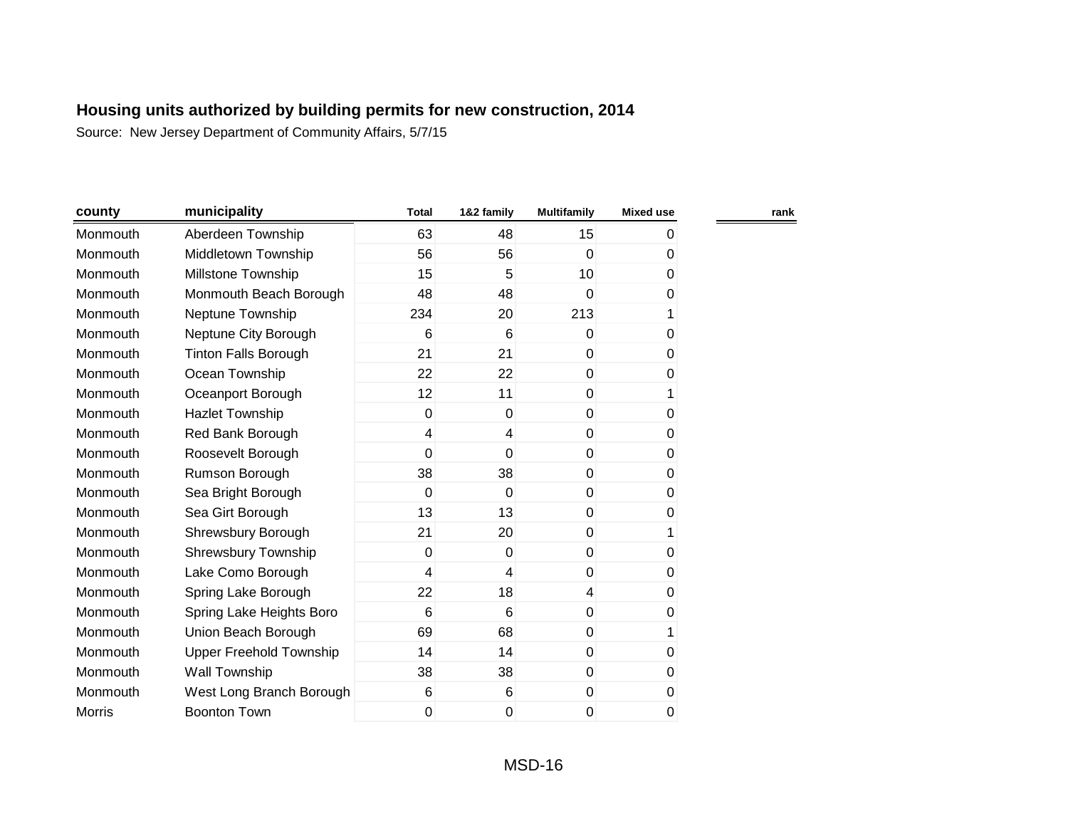## Housing units authorized by building permits for new construction, 2014

Source: New Jersey Department of Community Affairs, 5/7/15

| county | municipality | Total | 1&2 family | Multifamily | Mixed use | rank |
|---|---|---|---|---|---|---|
| Monmouth | Aberdeen Township | 63 | 48 | 15 | 0 | |
| Monmouth | Middletown Township | 56 | 56 | 0 | 0 | |
| Monmouth | Millstone Township | 15 | 5 | 10 | 0 | |
| Monmouth | Monmouth Beach Borough | 48 | 48 | 0 | 0 | |
| Monmouth | Neptune Township | 234 | 20 | 213 | 1 | |
| Monmouth | Neptune City Borough | 6 | 6 | 0 | 0 | |
| Monmouth | Tinton Falls Borough | 21 | 21 | 0 | 0 | |
| Monmouth | Ocean Township | 22 | 22 | 0 | 0 | |
| Monmouth | Oceanport Borough | 12 | 11 | 0 | 1 | |
| Monmouth | Hazlet Township | 0 | 0 | 0 | 0 | |
| Monmouth | Red Bank Borough | 4 | 4 | 0 | 0 | |
| Monmouth | Roosevelt Borough | 0 | 0 | 0 | 0 | |
| Monmouth | Rumson Borough | 38 | 38 | 0 | 0 | |
| Monmouth | Sea Bright Borough | 0 | 0 | 0 | 0 | |
| Monmouth | Sea Girt Borough | 13 | 13 | 0 | 0 | |
| Monmouth | Shrewsbury Borough | 21 | 20 | 0 | 1 | |
| Monmouth | Shrewsbury Township | 0 | 0 | 0 | 0 | |
| Monmouth | Lake Como Borough | 4 | 4 | 0 | 0 | |
| Monmouth | Spring Lake Borough | 22 | 18 | 4 | 0 | |
| Monmouth | Spring Lake Heights Boro | 6 | 6 | 0 | 0 | |
| Monmouth | Union Beach Borough | 69 | 68 | 0 | 1 | |
| Monmouth | Upper Freehold Township | 14 | 14 | 0 | 0 | |
| Monmouth | Wall Township | 38 | 38 | 0 | 0 | |
| Monmouth | West Long Branch Borough | 6 | 6 | 0 | 0 | |
| Morris | Boonton Town | 0 | 0 | 0 | 0 | |

MSD-16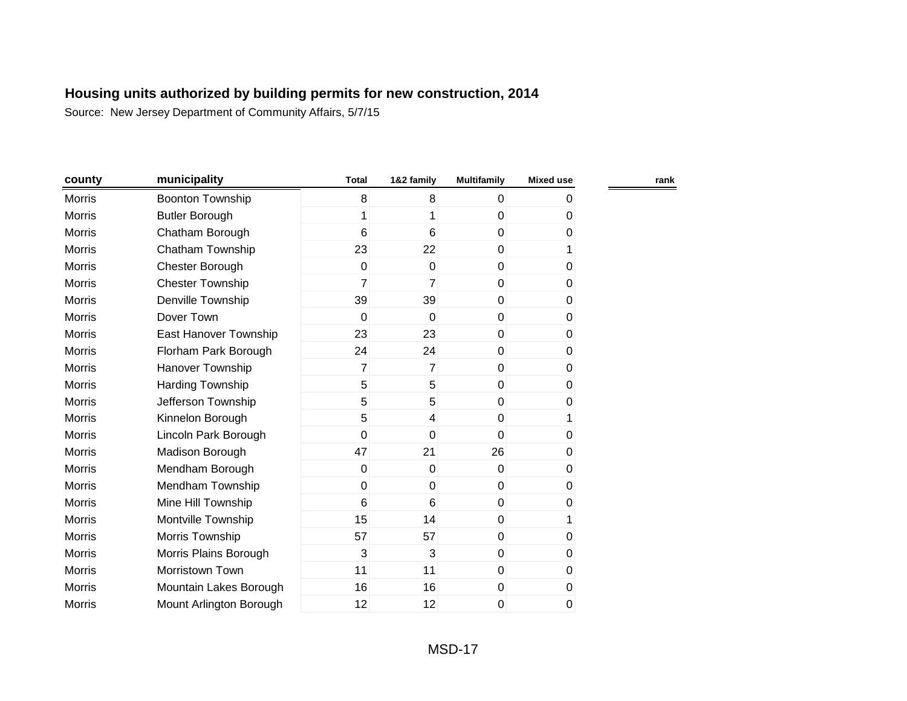## Housing units authorized by building permits for new construction, 2014

Source: New Jersey Department of Community Affairs, 5/7/15

| county | municipality | Total | 1&2 family | Multifamily | Mixed use | rank |
|---|---|---|---|---|---|---|
| Morris | Boonton Township | 8 | 8 | 0 | 0 | |
| Morris | Butler Borough | 1 | 1 | 0 | 0 | |
| Morris | Chatham Borough | 6 | 6 | 0 | 0 | |
| Morris | Chatham Township | 23 | 22 | 0 | 1 | |
| Morris | Chester Borough | 0 | 0 | 0 | 0 | |
| Morris | Chester Township | 7 | 7 | 0 | 0 | |
| Morris | Denville Township | 39 | 39 | 0 | 0 | |
| Morris | Dover Town | 0 | 0 | 0 | 0 | |
| Morris | East Hanover Township | 23 | 23 | 0 | 0 | |
| Morris | Florham Park Borough | 24 | 24 | 0 | 0 | |
| Morris | Hanover Township | 7 | 7 | 0 | 0 | |
| Morris | Harding Township | 5 | 5 | 0 | 0 | |
| Morris | Jefferson Township | 5 | 5 | 0 | 0 | |
| Morris | Kinnelon Borough | 5 | 4 | 0 | 1 | |
| Morris | Lincoln Park Borough | 0 | 0 | 0 | 0 | |
| Morris | Madison Borough | 47 | 21 | 26 | 0 | |
| Morris | Mendham Borough | 0 | 0 | 0 | 0 | |
| Morris | Mendham Township | 0 | 0 | 0 | 0 | |
| Morris | Mine Hill Township | 6 | 6 | 0 | 0 | |
| Morris | Montville Township | 15 | 14 | 0 | 1 | |
| Morris | Morris Township | 57 | 57 | 0 | 0 | |
| Morris | Morris Plains Borough | 3 | 3 | 0 | 0 | |
| Morris | Morristown Town | 11 | 11 | 0 | 0 | |
| Morris | Mountain Lakes Borough | 16 | 16 | 0 | 0 | |
| Morris | Mount Arlington Borough | 12 | 12 | 0 | 0 | |

MSD-17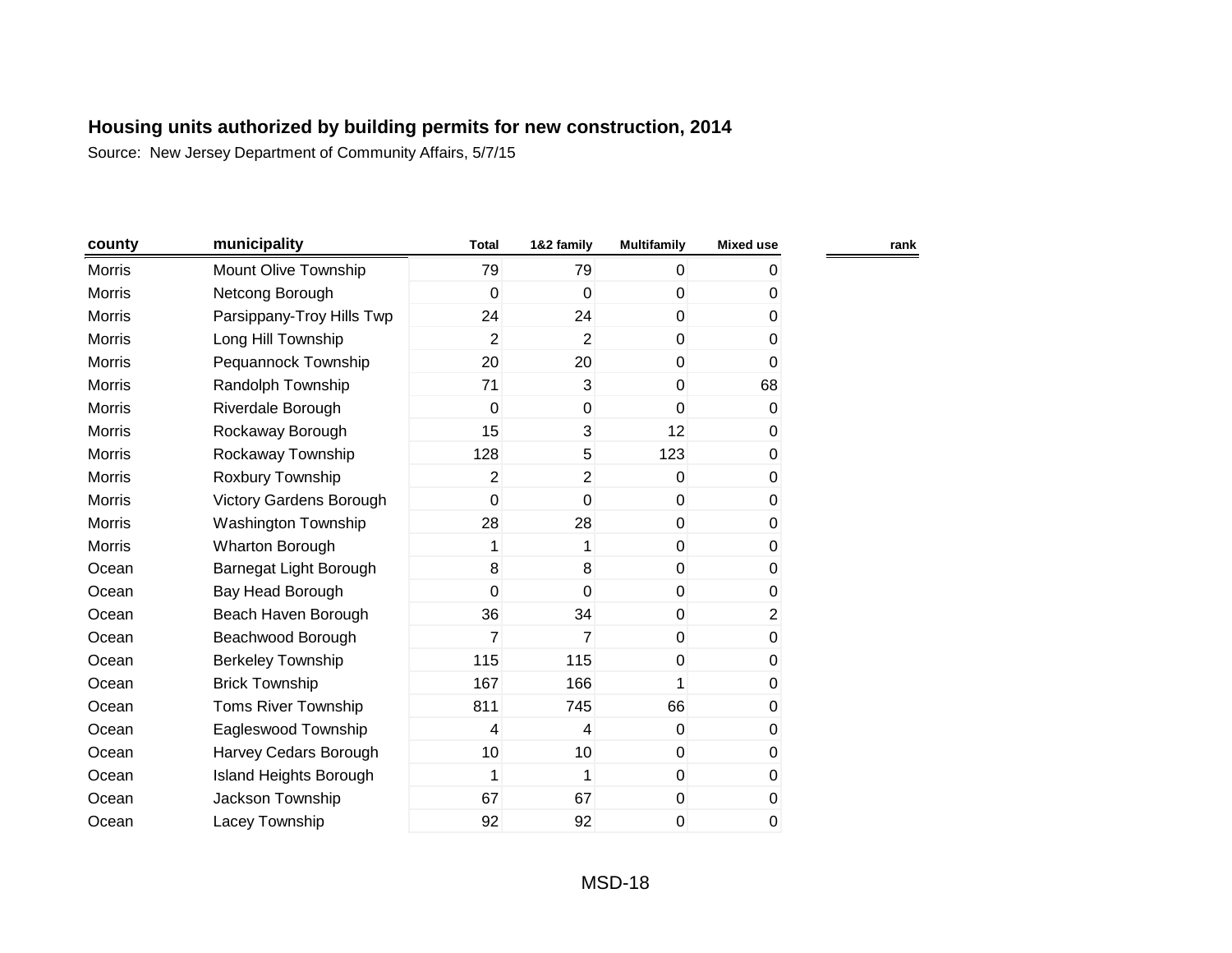## Housing units authorized by building permits for new construction, 2014

Source: New Jersey Department of Community Affairs, 5/7/15

| county | municipality | Total | 1&2 family | Multifamily | Mixed use | rank |
|---|---|---|---|---|---|---|
| Morris | Mount Olive Township | 79 | 79 | 0 | 0 | |
| Morris | Netcong Borough | 0 | 0 | 0 | 0 | |
| Morris | Parsippany-Troy Hills Twp | 24 | 24 | 0 | 0 | |
| Morris | Long Hill Township | 2 | 2 | 0 | 0 | |
| Morris | Pequannock Township | 20 | 20 | 0 | 0 | |
| Morris | Randolph Township | 71 | 3 | 0 | 68 | |
| Morris | Riverdale Borough | 0 | 0 | 0 | 0 | |
| Morris | Rockaway Borough | 15 | 3 | 12 | 0 | |
| Morris | Rockaway Township | 128 | 5 | 123 | 0 | |
| Morris | Roxbury Township | 2 | 2 | 0 | 0 | |
| Morris | Victory Gardens Borough | 0 | 0 | 0 | 0 | |
| Morris | Washington Township | 28 | 28 | 0 | 0 | |
| Morris | Wharton Borough | 1 | 1 | 0 | 0 | |
| Ocean | Barnegat Light Borough | 8 | 8 | 0 | 0 | |
| Ocean | Bay Head Borough | 0 | 0 | 0 | 0 | |
| Ocean | Beach Haven Borough | 36 | 34 | 0 | 2 | |
| Ocean | Beachwood Borough | 7 | 7 | 0 | 0 | |
| Ocean | Berkeley Township | 115 | 115 | 0 | 0 | |
| Ocean | Brick Township | 167 | 166 | 1 | 0 | |
| Ocean | Toms River Township | 811 | 745 | 66 | 0 | |
| Ocean | Eagleswood Township | 4 | 4 | 0 | 0 | |
| Ocean | Harvey Cedars Borough | 10 | 10 | 0 | 0 | |
| Ocean | Island Heights Borough | 1 | 1 | 0 | 0 | |
| Ocean | Jackson Township | 67 | 67 | 0 | 0 | |
| Ocean | Lacey Township | 92 | 92 | 0 | 0 | |

MSD-18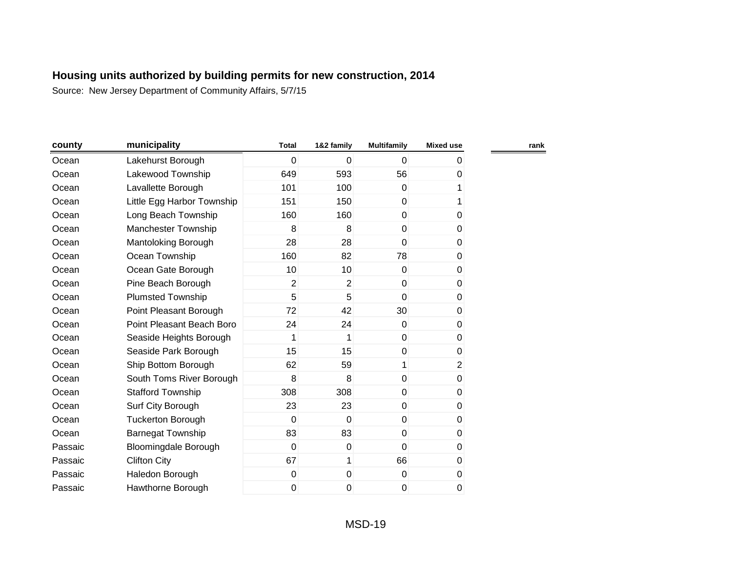**Housing units authorized by building permits for new construction, 2014**

Source: New Jersey Department of Community Affairs, 5/7/15

| county | municipality | Total | 1&2 family | Multifamily | Mixed use | rank |
|---|---|---|---|---|---|---|
| Ocean | Lakehurst Borough | 0 | 0 | 0 | 0 | |
| Ocean | Lakewood Township | 649 | 593 | 56 | 0 | |
| Ocean | Lavallette Borough | 101 | 100 | 0 | 1 | |
| Ocean | Little Egg Harbor Township | 151 | 150 | 0 | 1 | |
| Ocean | Long Beach Township | 160 | 160 | 0 | 0 | |
| Ocean | Manchester Township | 8 | 8 | 0 | 0 | |
| Ocean | Mantoloking Borough | 28 | 28 | 0 | 0 | |
| Ocean | Ocean Township | 160 | 82 | 78 | 0 | |
| Ocean | Ocean Gate Borough | 10 | 10 | 0 | 0 | |
| Ocean | Pine Beach Borough | 2 | 2 | 0 | 0 | |
| Ocean | Plumsted Township | 5 | 5 | 0 | 0 | |
| Ocean | Point Pleasant Borough | 72 | 42 | 30 | 0 | |
| Ocean | Point Pleasant Beach Boro | 24 | 24 | 0 | 0 | |
| Ocean | Seaside Heights Borough | 1 | 1 | 0 | 0 | |
| Ocean | Seaside Park Borough | 15 | 15 | 0 | 0 | |
| Ocean | Ship Bottom Borough | 62 | 59 | 1 | 2 | |
| Ocean | South Toms River Borough | 8 | 8 | 0 | 0 | |
| Ocean | Stafford Township | 308 | 308 | 0 | 0 | |
| Ocean | Surf City Borough | 23 | 23 | 0 | 0 | |
| Ocean | Tuckerton Borough | 0 | 0 | 0 | 0 | |
| Ocean | Barnegat Township | 83 | 83 | 0 | 0 | |
| Passaic | Bloomingdale Borough | 0 | 0 | 0 | 0 | |
| Passaic | Clifton City | 67 | 1 | 66 | 0 | |
| Passaic | Haledon Borough | 0 | 0 | 0 | 0 | |
| Passaic | Hawthorne Borough | 0 | 0 | 0 | 0 | |

MSD-19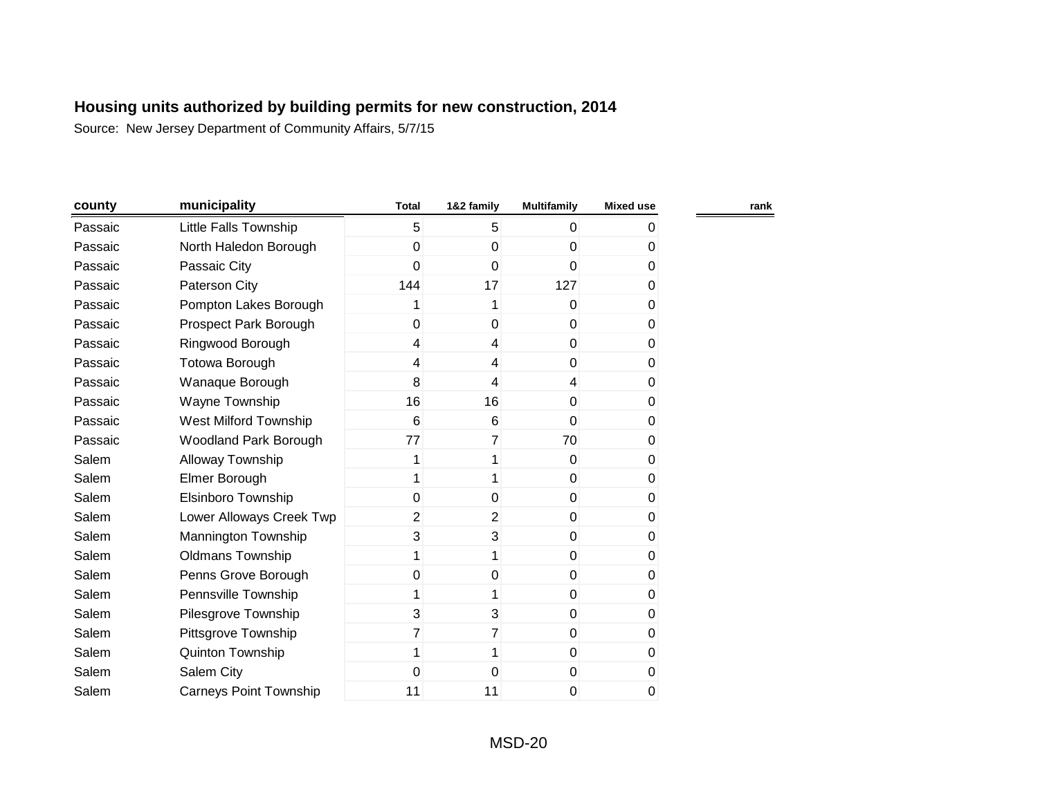**Housing units authorized by building permits for new construction, 2014**

Source: New Jersey Department of Community Affairs, 5/7/15

| county | municipality | Total | 1&2 family | Multifamily | Mixed use | rank |
|---|---|---|---|---|---|---|
| Passaic | Little Falls Township | 5 | 5 | 0 | 0 | |
| Passaic | North Haledon Borough | 0 | 0 | 0 | 0 | |
| Passaic | Passaic City | 0 | 0 | 0 | 0 | |
| Passaic | Paterson City | 144 | 17 | 127 | 0 | |
| Passaic | Pompton Lakes Borough | 1 | 1 | 0 | 0 | |
| Passaic | Prospect Park Borough | 0 | 0 | 0 | 0 | |
| Passaic | Ringwood Borough | 4 | 4 | 0 | 0 | |
| Passaic | Totowa Borough | 4 | 4 | 0 | 0 | |
| Passaic | Wanaque Borough | 8 | 4 | 4 | 0 | |
| Passaic | Wayne Township | 16 | 16 | 0 | 0 | |
| Passaic | West Milford Township | 6 | 6 | 0 | 0 | |
| Passaic | Woodland Park Borough | 77 | 7 | 70 | 0 | |
| Salem | Alloway Township | 1 | 1 | 0 | 0 | |
| Salem | Elmer Borough | 1 | 1 | 0 | 0 | |
| Salem | Elsinboro Township | 0 | 0 | 0 | 0 | |
| Salem | Lower Alloways Creek Twp | 2 | 2 | 0 | 0 | |
| Salem | Mannington Township | 3 | 3 | 0 | 0 | |
| Salem | Oldmans Township | 1 | 1 | 0 | 0 | |
| Salem | Penns Grove Borough | 0 | 0 | 0 | 0 | |
| Salem | Pennsville Township | 1 | 1 | 0 | 0 | |
| Salem | Pilesgrove Township | 3 | 3 | 0 | 0 | |
| Salem | Pittsgrove Township | 7 | 7 | 0 | 0 | |
| Salem | Quinton Township | 1 | 1 | 0 | 0 | |
| Salem | Salem City | 0 | 0 | 0 | 0 | |
| Salem | Carneys Point Township | 11 | 11 | 0 | 0 | |

MSD-20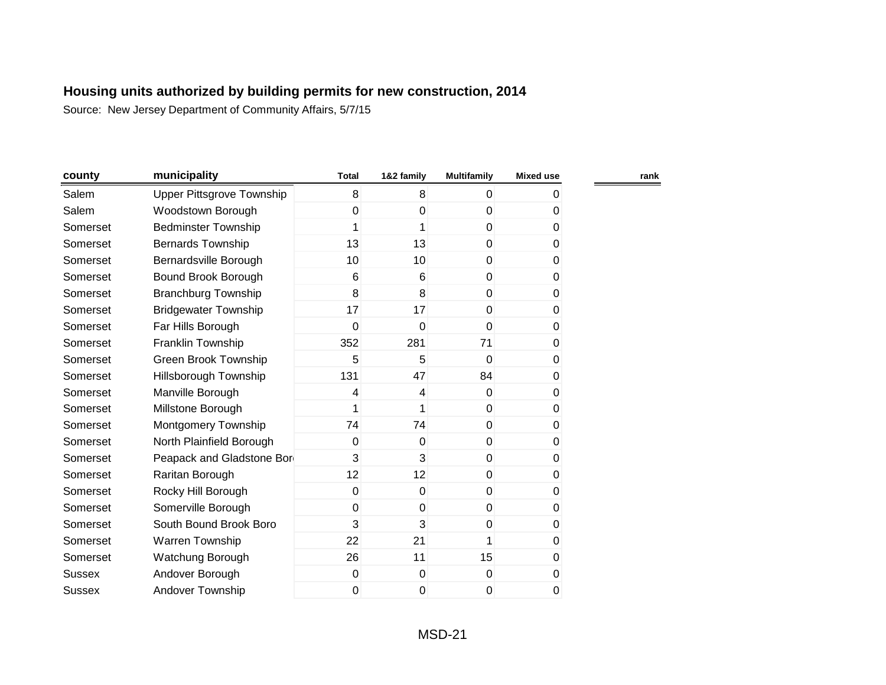## Housing units authorized by building permits for new construction, 2014

Source: New Jersey Department of Community Affairs, 5/7/15

| county | municipality | Total | 1&2 family | Multifamily | Mixed use | rank |
|---|---|---|---|---|---|---|
| Salem | Upper Pittsgrove Township | 8 | 8 | 0 | 0 | |
| Salem | Woodstown Borough | 0 | 0 | 0 | 0 | |
| Somerset | Bedminster Township | 1 | 1 | 0 | 0 | |
| Somerset | Bernards Township | 13 | 13 | 0 | 0 | |
| Somerset | Bernardsville Borough | 10 | 10 | 0 | 0 | |
| Somerset | Bound Brook Borough | 6 | 6 | 0 | 0 | |
| Somerset | Branchburg Township | 8 | 8 | 0 | 0 | |
| Somerset | Bridgewater Township | 17 | 17 | 0 | 0 | |
| Somerset | Far Hills Borough | 0 | 0 | 0 | 0 | |
| Somerset | Franklin Township | 352 | 281 | 71 | 0 | |
| Somerset | Green Brook Township | 5 | 5 | 0 | 0 | |
| Somerset | Hillsborough Township | 131 | 47 | 84 | 0 | |
| Somerset | Manville Borough | 4 | 4 | 0 | 0 | |
| Somerset | Millstone Borough | 1 | 1 | 0 | 0 | |
| Somerset | Montgomery Township | 74 | 74 | 0 | 0 | |
| Somerset | North Plainfield Borough | 0 | 0 | 0 | 0 | |
| Somerset | Peapack and Gladstone Bor | 3 | 3 | 0 | 0 | |
| Somerset | Raritan Borough | 12 | 12 | 0 | 0 | |
| Somerset | Rocky Hill Borough | 0 | 0 | 0 | 0 | |
| Somerset | Somerville Borough | 0 | 0 | 0 | 0 | |
| Somerset | South Bound Brook Boro | 3 | 3 | 0 | 0 | |
| Somerset | Warren Township | 22 | 21 | 1 | 0 | |
| Somerset | Watchung Borough | 26 | 11 | 15 | 0 | |
| Sussex | Andover Borough | 0 | 0 | 0 | 0 | |
| Sussex | Andover Township | 0 | 0 | 0 | 0 | |

MSD-21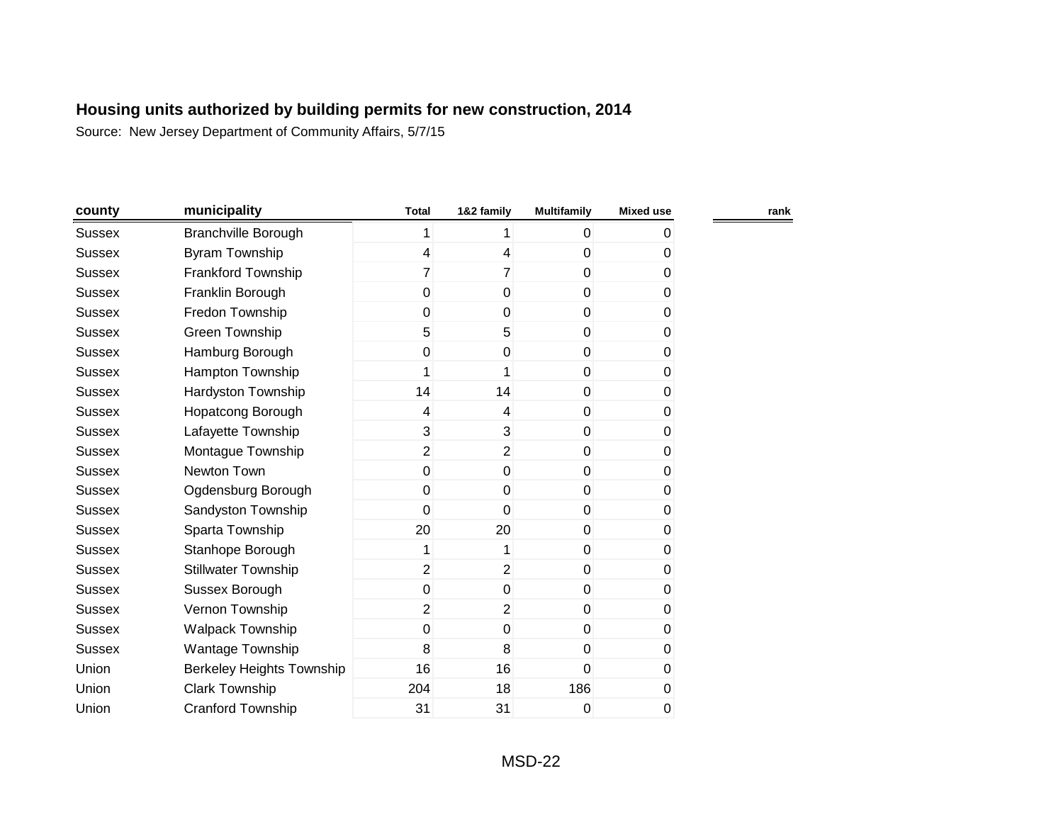**Housing units authorized by building permits for new construction, 2014**

Source: New Jersey Department of Community Affairs, 5/7/15

| county | municipality | Total | 1&2 family | Multifamily | Mixed use | rank |
|---|---|---|---|---|---|---|
| Sussex | Branchville Borough | 1 | 1 | 0 | 0 | |
| Sussex | Byram Township | 4 | 4 | 0 | 0 | |
| Sussex | Frankford Township | 7 | 7 | 0 | 0 | |
| Sussex | Franklin Borough | 0 | 0 | 0 | 0 | |
| Sussex | Fredon Township | 0 | 0 | 0 | 0 | |
| Sussex | Green Township | 5 | 5 | 0 | 0 | |
| Sussex | Hamburg Borough | 0 | 0 | 0 | 0 | |
| Sussex | Hampton Township | 1 | 1 | 0 | 0 | |
| Sussex | Hardyston Township | 14 | 14 | 0 | 0 | |
| Sussex | Hopatcong Borough | 4 | 4 | 0 | 0 | |
| Sussex | Lafayette Township | 3 | 3 | 0 | 0 | |
| Sussex | Montague Township | 2 | 2 | 0 | 0 | |
| Sussex | Newton Town | 0 | 0 | 0 | 0 | |
| Sussex | Ogdensburg Borough | 0 | 0 | 0 | 0 | |
| Sussex | Sandyston Township | 0 | 0 | 0 | 0 | |
| Sussex | Sparta Township | 20 | 20 | 0 | 0 | |
| Sussex | Stanhope Borough | 1 | 1 | 0 | 0 | |
| Sussex | Stillwater Township | 2 | 2 | 0 | 0 | |
| Sussex | Sussex Borough | 0 | 0 | 0 | 0 | |
| Sussex | Vernon Township | 2 | 2 | 0 | 0 | |
| Sussex | Walpack Township | 0 | 0 | 0 | 0 | |
| Sussex | Wantage Township | 8 | 8 | 0 | 0 | |
| Union | Berkeley Heights Township | 16 | 16 | 0 | 0 | |
| Union | Clark Township | 204 | 18 | 186 | 0 | |
| Union | Cranford Township | 31 | 31 | 0 | 0 | |

MSD-22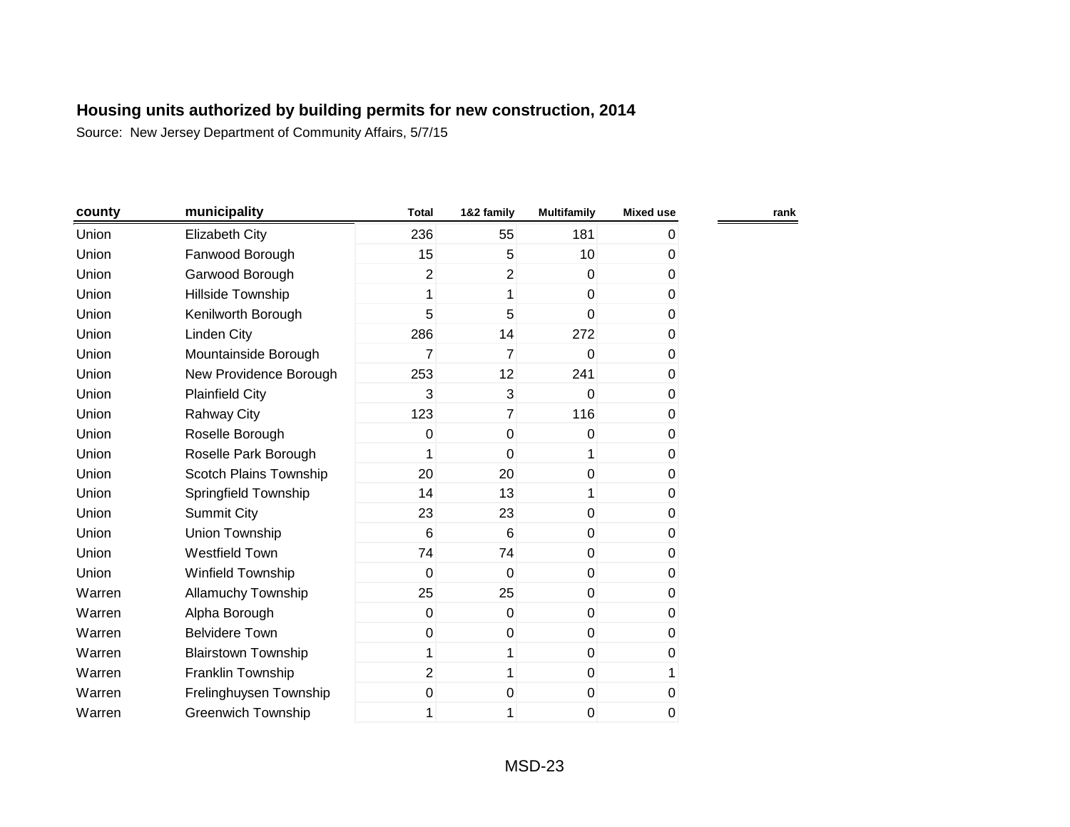**Housing units authorized by building permits for new construction, 2014**

Source: New Jersey Department of Community Affairs, 5/7/15

| county | municipality | Total | 1&2 family | Multifamily | Mixed use | rank |
|---|---|---|---|---|---|---|
| Union | Elizabeth City | 236 | 55 | 181 | 0 | |
| Union | Fanwood Borough | 15 | 5 | 10 | 0 | |
| Union | Garwood Borough | 2 | 2 | 0 | 0 | |
| Union | Hillside Township | 1 | 1 | 0 | 0 | |
| Union | Kenilworth Borough | 5 | 5 | 0 | 0 | |
| Union | Linden City | 286 | 14 | 272 | 0 | |
| Union | Mountainside Borough | 7 | 7 | 0 | 0 | |
| Union | New Providence Borough | 253 | 12 | 241 | 0 | |
| Union | Plainfield City | 3 | 3 | 0 | 0 | |
| Union | Rahway City | 123 | 7 | 116 | 0 | |
| Union | Roselle Borough | 0 | 0 | 0 | 0 | |
| Union | Roselle Park Borough | 1 | 0 | 1 | 0 | |
| Union | Scotch Plains Township | 20 | 20 | 0 | 0 | |
| Union | Springfield Township | 14 | 13 | 1 | 0 | |
| Union | Summit City | 23 | 23 | 0 | 0 | |
| Union | Union Township | 6 | 6 | 0 | 0 | |
| Union | Westfield Town | 74 | 74 | 0 | 0 | |
| Union | Winfield Township | 0 | 0 | 0 | 0 | |
| Warren | Allamuchy Township | 25 | 25 | 0 | 0 | |
| Warren | Alpha Borough | 0 | 0 | 0 | 0 | |
| Warren | Belvidere Town | 0 | 0 | 0 | 0 | |
| Warren | Blairstown Township | 1 | 1 | 0 | 0 | |
| Warren | Franklin Township | 2 | 1 | 0 | 1 | |
| Warren | Frelinghuysen Township | 0 | 0 | 0 | 0 | |
| Warren | Greenwich Township | 1 | 1 | 0 | 0 | |

MSD-23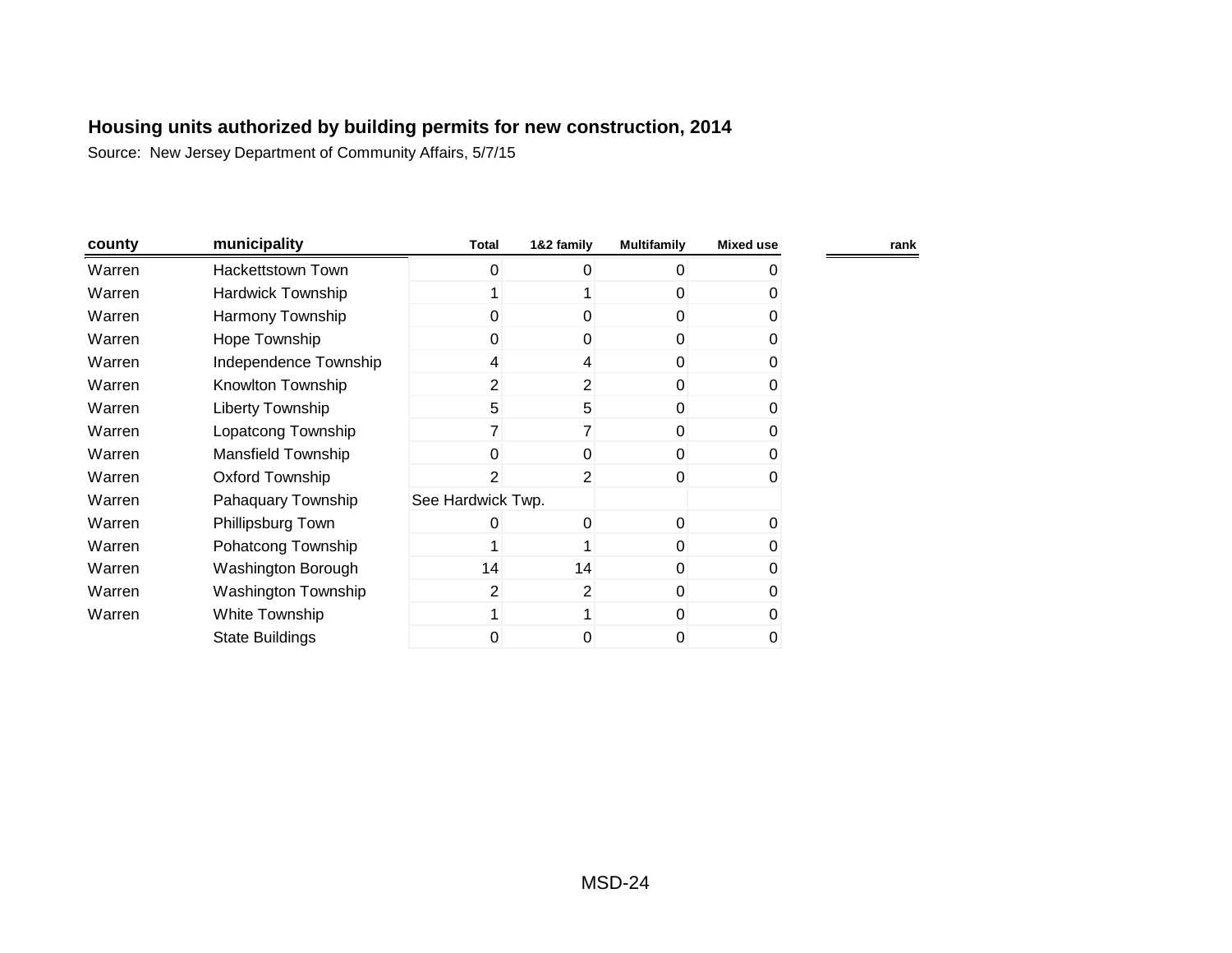**Housing units authorized by building permits for new construction, 2014**

Source: New Jersey Department of Community Affairs, 5/7/15

| county | municipality | Total | 1&2 family | Multifamily | Mixed use | rank |
|---|---|---|---|---|---|---|
| Warren | Hackettstown Town | 0 | 0 | 0 | 0 | |
| Warren | Hardwick Township | 1 | 1 | 0 | 0 | |
| Warren | Harmony Township | 0 | 0 | 0 | 0 | |
| Warren | Hope Township | 0 | 0 | 0 | 0 | |
| Warren | Independence Township | 4 | 4 | 0 | 0 | |
| Warren | Knowlton Township | 2 | 2 | 0 | 0 | |
| Warren | Liberty Township | 5 | 5 | 0 | 0 | |
| Warren | Lopatcong Township | 7 | 7 | 0 | 0 | |
| Warren | Mansfield Township | 0 | 0 | 0 | 0 | |
| Warren | Oxford Township | 2 | 2 | 0 | 0 | |
| Warren | Pahaquary Township | See Hardwick Twp. | | | | |
| Warren | Phillipsburg Town | 0 | 0 | 0 | 0 | |
| Warren | Pohatcong Township | 1 | 1 | 0 | 0 | |
| Warren | Washington Borough | 14 | 14 | 0 | 0 | |
| Warren | Washington Township | 2 | 2 | 0 | 0 | |
| Warren | White Township | 1 | 1 | 0 | 0 | |
| | State Buildings | 0 | 0 | 0 | 0 | |